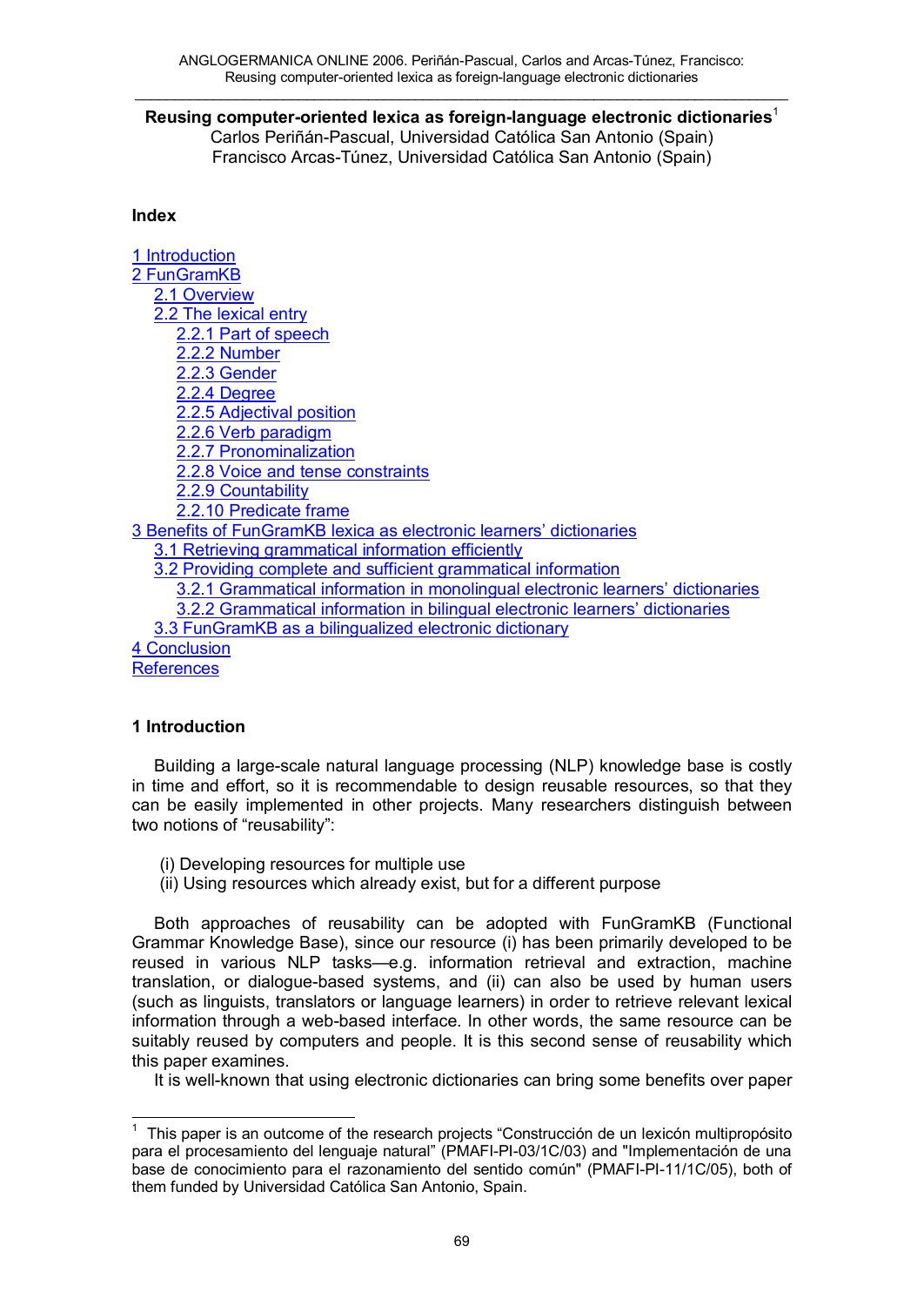# Reusing computer-oriented lexica as foreign-language electronic dictionaries[1]

Carlos Periñán-Pascual, Universidad Católica San Antonio (Spain)
Francisco Arcas-Túnez, Universidad Católica San Antonio (Spain)

## Index

1 Introduction
2 FunGramKB
  2.1 Overview
  2.2 The lexical entry
    2.2.1 Part of speech
    2.2.2 Number
    2.2.3 Gender
    2.2.4 Degree
    2.2.5 Adjectival position
    2.2.6 Verb paradigm
    2.2.7 Pronominalization
    2.2.8 Voice and tense constraints
    2.2.9 Countability
    2.2.10 Predicate frame
3 Benefits of FunGramKB lexica as electronic learners' dictionaries
  3.1 Retrieving grammatical information efficiently
  3.2 Providing complete and sufficient grammatical information
    3.2.1 Grammatical information in monolingual electronic learners' dictionaries
    3.2.2 Grammatical information in bilingual electronic learners' dictionaries
  3.3 FunGramKB as a bilingualized electronic dictionary
4 Conclusion
References

## 1 Introduction

Building a large-scale natural language processing (NLP) knowledge base is costly in time and effort, so it is recommendable to design reusable resources, so that they can be easily implemented in other projects. Many researchers distinguish between two notions of "reusability":

(i) Developing resources for multiple use
(ii) Using resources which already exist, but for a different purpose

Both approaches of reusability can be adopted with FunGramKB (Functional Grammar Knowledge Base), since our resource (i) has been primarily developed to be reused in various NLP tasks—e.g. information retrieval and extraction, machine translation, or dialogue-based systems, and (ii) can also be used by human users (such as linguists, translators or language learners) in order to retrieve relevant lexical information through a web-based interface. In other words, the same resource can be suitably reused by computers and people. It is this second sense of reusability which this paper examines.

It is well-known that using electronic dictionaries can bring some benefits over paper

[1] This paper is an outcome of the research projects "Construcción de un lexicón multipropósito para el procesamiento del lenguaje natural" (PMAFI-PI-03/1C/03) and "Implementación de una base de conocimiento para el razonamiento del sentido común" (PMAFI-PI-11/1C/05), both of them funded by Universidad Católica San Antonio, Spain.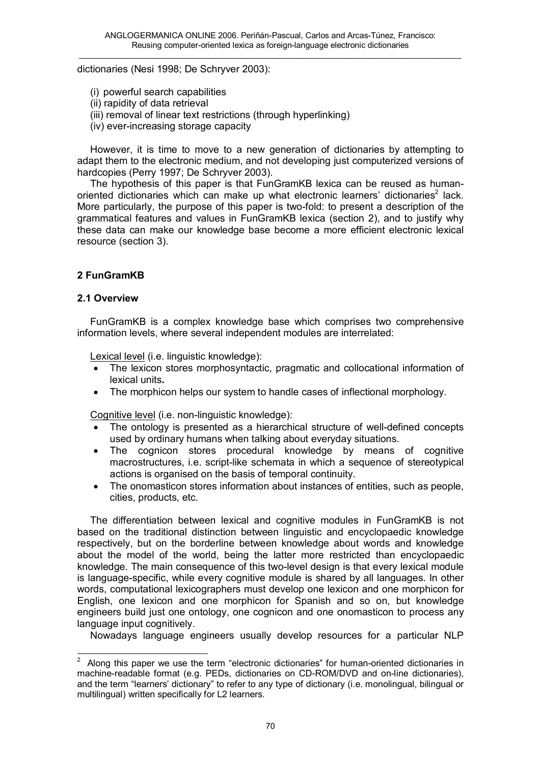dictionaries (Nesi 1998; De Schryver 2003):

(i) powerful search capabilities
(ii) rapidity of data retrieval
(iii) removal of linear text restrictions (through hyperlinking)
(iv) ever-increasing storage capacity

However, it is time to move to a new generation of dictionaries by attempting to adapt them to the electronic medium, and not developing just computerized versions of hardcopies (Perry 1997; De Schryver 2003).

The hypothesis of this paper is that FunGramKB lexica can be reused as human-oriented dictionaries which can make up what electronic learners' dictionaries[2] lack. More particularly, the purpose of this paper is two-fold: to present a description of the grammatical features and values in FunGramKB lexica (section 2), and to justify why these data can make our knowledge base become a more efficient electronic lexical resource (section 3).

## 2 FunGramKB

### 2.1 Overview

FunGramKB is a complex knowledge base which comprises two comprehensive information levels, where several independent modules are interrelated:

Lexical level (i.e. linguistic knowledge):

- The lexicon stores morphosyntactic, pragmatic and collocational information of lexical units**.**
- The morphicon helps our system to handle cases of inflectional morphology.

Cognitive level (i.e. non-linguistic knowledge):

- The ontology is presented as a hierarchical structure of well-defined concepts used by ordinary humans when talking about everyday situations.
- The cognicon stores procedural knowledge by means of cognitive macrostructures, i.e. script-like schemata in which a sequence of stereotypical actions is organised on the basis of temporal continuity.
- The onomasticon stores information about instances of entities, such as people, cities, products, etc.

The differentiation between lexical and cognitive modules in FunGramKB is not based on the traditional distinction between linguistic and encyclopaedic knowledge respectively, but on the borderline between knowledge about words and knowledge about the model of the world, being the latter more restricted than encyclopaedic knowledge. The main consequence of this two-level design is that every lexical module is language-specific, while every cognitive module is shared by all languages. In other words, computational lexicographers must develop one lexicon and one morphicon for English, one lexicon and one morphicon for Spanish and so on, but knowledge engineers build just one ontology, one cognicon and one onomasticon to process any language input cognitively.

Nowadays language engineers usually develop resources for a particular NLP

[2] Along this paper we use the term "electronic dictionaries" for human-oriented dictionaries in machine-readable format (e.g. PEDs, dictionaries on CD-ROM/DVD and on-line dictionaries), and the term "learners' dictionary" to refer to any type of dictionary (i.e. monolingual, bilingual or multilingual) written specifically for L2 learners.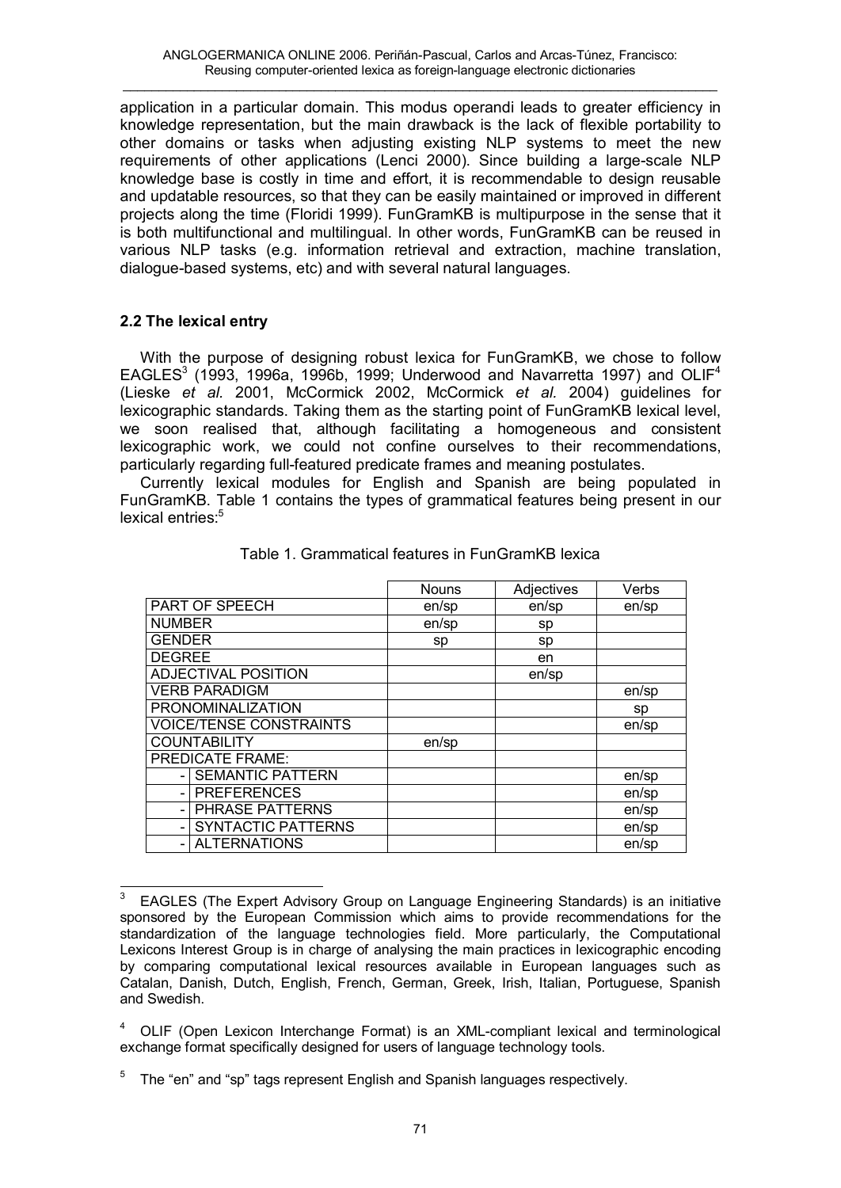application in a particular domain. This modus operandi leads to greater efficiency in knowledge representation, but the main drawback is the lack of flexible portability to other domains or tasks when adjusting existing NLP systems to meet the new requirements of other applications (Lenci 2000). Since building a large-scale NLP knowledge base is costly in time and effort, it is recommendable to design reusable and updatable resources, so that they can be easily maintained or improved in different projects along the time (Floridi 1999). FunGramKB is multipurpose in the sense that it is both multifunctional and multilingual. In other words, FunGramKB can be reused in various NLP tasks (e.g. information retrieval and extraction, machine translation, dialogue-based systems, etc) and with several natural languages.

### 2.2 The lexical entry

With the purpose of designing robust lexica for FunGramKB, we chose to follow EAGLES[3] (1993, 1996a, 1996b, 1999; Underwood and Navarretta 1997) and OLIF[4] (Lieske *et al.* 2001, McCormick 2002, McCormick *et al.* 2004) guidelines for lexicographic standards. Taking them as the starting point of FunGramKB lexical level, we soon realised that, although facilitating a homogeneous and consistent lexicographic work, we could not confine ourselves to their recommendations, particularly regarding full-featured predicate frames and meaning postulates.

Currently lexical modules for English and Spanish are being populated in FunGramKB. Table 1 contains the types of grammatical features being present in our lexical entries:[5]

Table 1. Grammatical features in FunGramKB lexica

| | Nouns | Adjectives | Verbs |
|---|---|---|---|
| PART OF SPEECH | en/sp | en/sp | en/sp |
| NUMBER | en/sp | sp | |
| GENDER | sp | sp | |
| DEGREE | | en | |
| ADJECTIVAL POSITION | | en/sp | |
| VERB PARADIGM | | | en/sp |
| PRONOMINALIZATION | | | sp |
| VOICE/TENSE CONSTRAINTS | | | en/sp |
| COUNTABILITY | en/sp | | |
| PREDICATE FRAME: | | | |
| - SEMANTIC PATTERN | | | en/sp |
| - PREFERENCES | | | en/sp |
| - PHRASE PATTERNS | | | en/sp |
| - SYNTACTIC PATTERNS | | | en/sp |
| - ALTERNATIONS | | | en/sp |

[3] EAGLES (The Expert Advisory Group on Language Engineering Standards) is an initiative sponsored by the European Commission which aims to provide recommendations for the standardization of the language technologies field. More particularly, the Computational Lexicons Interest Group is in charge of analysing the main practices in lexicographic encoding by comparing computational lexical resources available in European languages such as Catalan, Danish, Dutch, English, French, German, Greek, Irish, Italian, Portuguese, Spanish and Swedish.

[4] OLIF (Open Lexicon Interchange Format) is an XML-compliant lexical and terminological exchange format specifically designed for users of language technology tools.

[5] The "en" and "sp" tags represent English and Spanish languages respectively.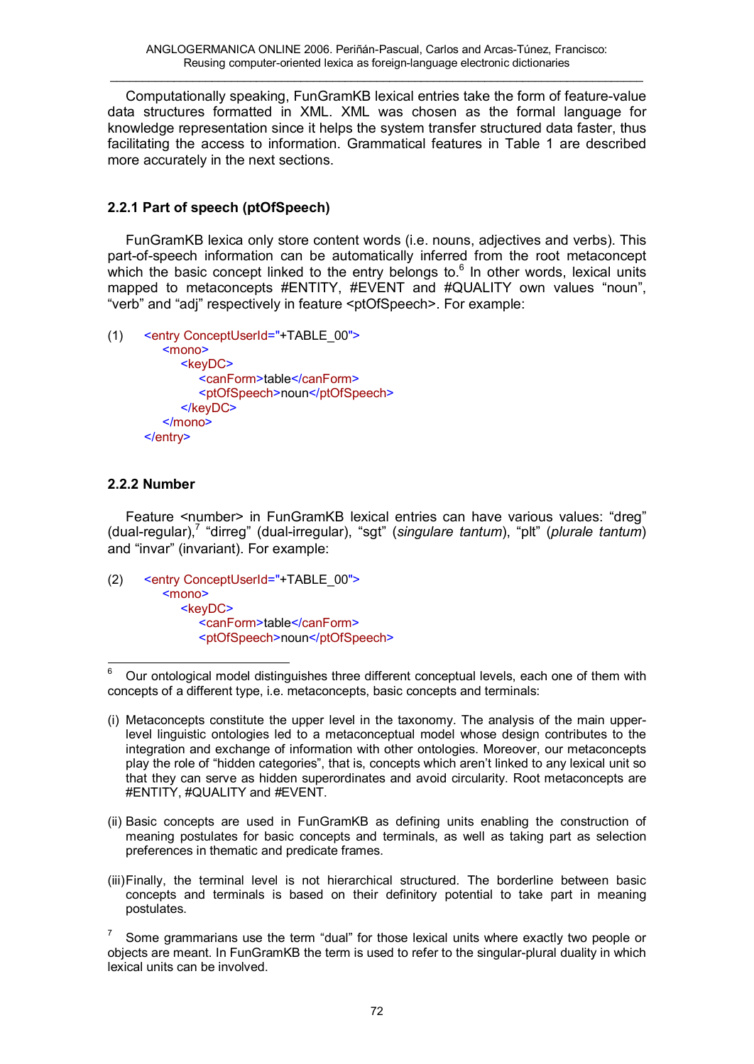Computationally speaking, FunGramKB lexical entries take the form of feature-value data structures formatted in XML. XML was chosen as the formal language for knowledge representation since it helps the system transfer structured data faster, thus facilitating the access to information. Grammatical features in Table 1 are described more accurately in the next sections.

### 2.2.1 Part of speech (ptOfSpeech)

FunGramKB lexica only store content words (i.e. nouns, adjectives and verbs). This part-of-speech information can be automatically inferred from the root metaconcept which the basic concept linked to the entry belongs to.[6] In other words, lexical units mapped to metaconcepts #ENTITY, #EVENT and #QUALITY own values "noun", "verb" and "adj" respectively in feature <ptOfSpeech>. For example:

(1)

```
<entry ConceptUserId="+TABLE_00">
  <mono>
    <keyDC>
      <canForm>table</canForm>
      <ptOfSpeech>noun</ptOfSpeech>
    </keyDC>
  </mono>
</entry>
```

### 2.2.2 Number

Feature <number> in FunGramKB lexical entries can have various values: "dreg" (dual-regular),[7] "dirreg" (dual-irregular), "sgt" (*singulare tantum*), "plt" (*plurale tantum*) and "invar" (invariant). For example:

(2)

```
<entry ConceptUserId="+TABLE_00">
  <mono>
    <keyDC>
      <canForm>table</canForm>
      <ptOfSpeech>noun</ptOfSpeech>
```

---

[6] Our ontological model distinguishes three different conceptual levels, each one of them with concepts of a different type, i.e. metaconcepts, basic concepts and terminals:

(i) Metaconcepts constitute the upper level in the taxonomy. The analysis of the main upper-level linguistic ontologies led to a metaconceptual model whose design contributes to the integration and exchange of information with other ontologies. Moreover, our metaconcepts play the role of "hidden categories", that is, concepts which aren't linked to any lexical unit so that they can serve as hidden superordinates and avoid circularity. Root metaconcepts are #ENTITY, #QUALITY and #EVENT.

(ii) Basic concepts are used in FunGramKB as defining units enabling the construction of meaning postulates for basic concepts and terminals, as well as taking part as selection preferences in thematic and predicate frames.

(iii) Finally, the terminal level is not hierarchical structured. The borderline between basic concepts and terminals is based on their definitory potential to take part in meaning postulates.

[7] Some grammarians use the term "dual" for those lexical units where exactly two people or objects are meant. In FunGramKB the term is used to refer to the singular-plural duality in which lexical units can be involved.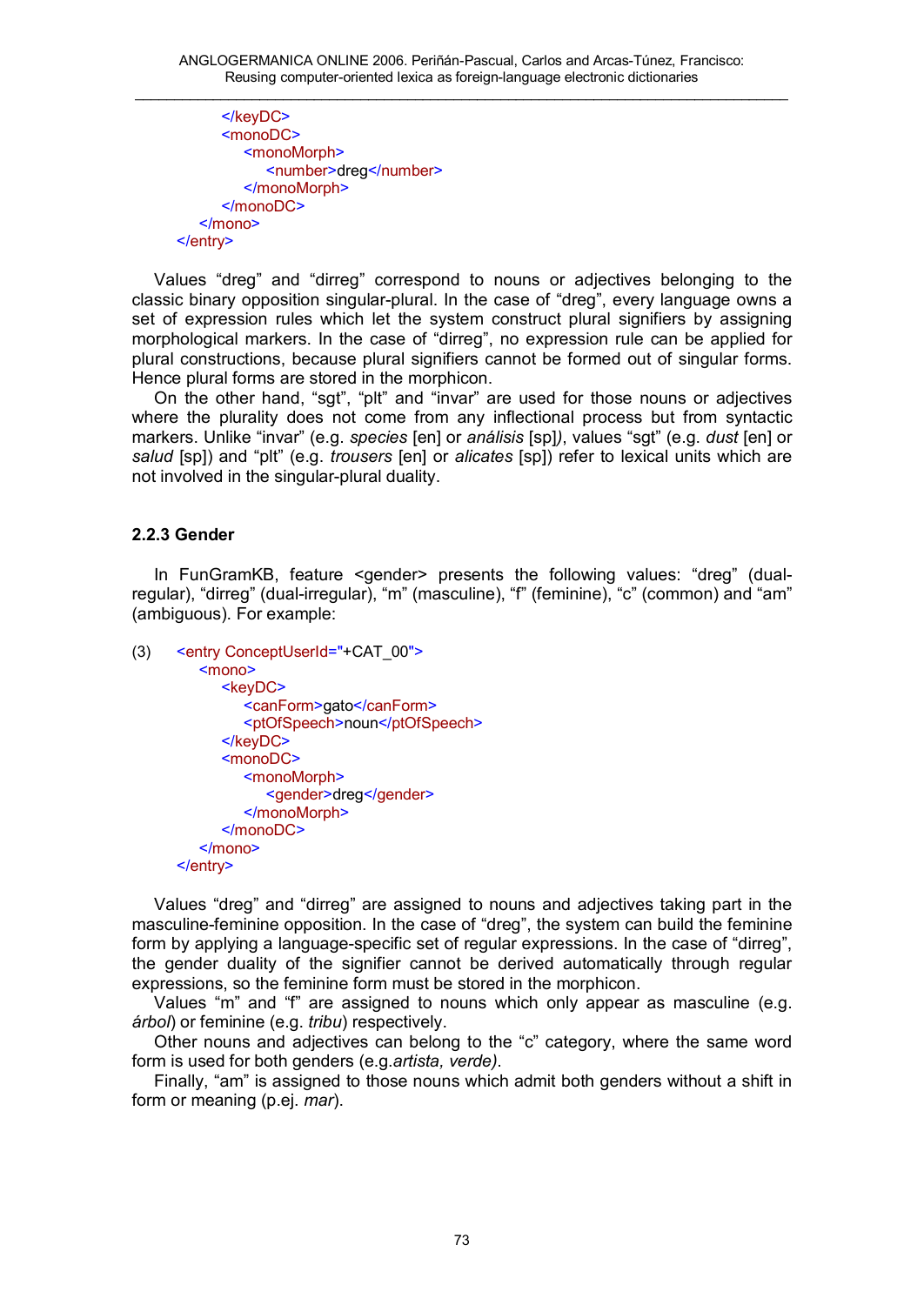```
      </keyDC>
      <monoDC>
        <monoMorph>
          <number>dreg</number>
        </monoMorph>
      </monoDC>
    </mono>
</entry>
```

Values “dreg” and “dirreg” correspond to nouns or adjectives belonging to the classic binary opposition singular-plural. In the case of “dreg”, every language owns a set of expression rules which let the system construct plural signifiers by assigning morphological markers. In the case of “dirreg”, no expression rule can be applied for plural constructions, because plural signifiers cannot be formed out of singular forms. Hence plural forms are stored in the morphicon.

On the other hand, “sgt”, “plt” and “invar” are used for those nouns or adjectives where the plurality does not come from any inflectional process but from syntactic markers. Unlike “invar” (e.g. *species* [en] or *análisis* [sp]), values “sgt” (e.g. *dust* [en] or *salud* [sp]) and “plt” (e.g. *trousers* [en] or *alicates* [sp]) refer to lexical units which are not involved in the singular-plural duality.

### 2.2.3 Gender

In FunGramKB, feature <gender> presents the following values: “dreg” (dual-regular), “dirreg” (dual-irregular), “m” (masculine), “f” (feminine), “c” (common) and “am” (ambiguous). For example:

(3)

```
<entry ConceptUserId="+CAT_00">
  <mono>
    <keyDC>
      <canForm>gato</canForm>
      <ptOfSpeech>noun</ptOfSpeech>
    </keyDC>
    <monoDC>
      <monoMorph>
        <gender>dreg</gender>
      </monoMorph>
    </monoDC>
  </mono>
</entry>
```

Values “dreg” and “dirreg” are assigned to nouns and adjectives taking part in the masculine-feminine opposition. In the case of “dreg”, the system can build the feminine form by applying a language-specific set of regular expressions. In the case of “dirreg”, the gender duality of the signifier cannot be derived automatically through regular expressions, so the feminine form must be stored in the morphicon.

Values “m” and “f” are assigned to nouns which only appear as masculine (e.g. *árbol*) or feminine (e.g. *tribu*) respectively.

Other nouns and adjectives can belong to the “c” category, where the same word form is used for both genders (e.g.*artista, verde)*.

Finally, “am” is assigned to those nouns which admit both genders without a shift in form or meaning (p.ej. *mar*).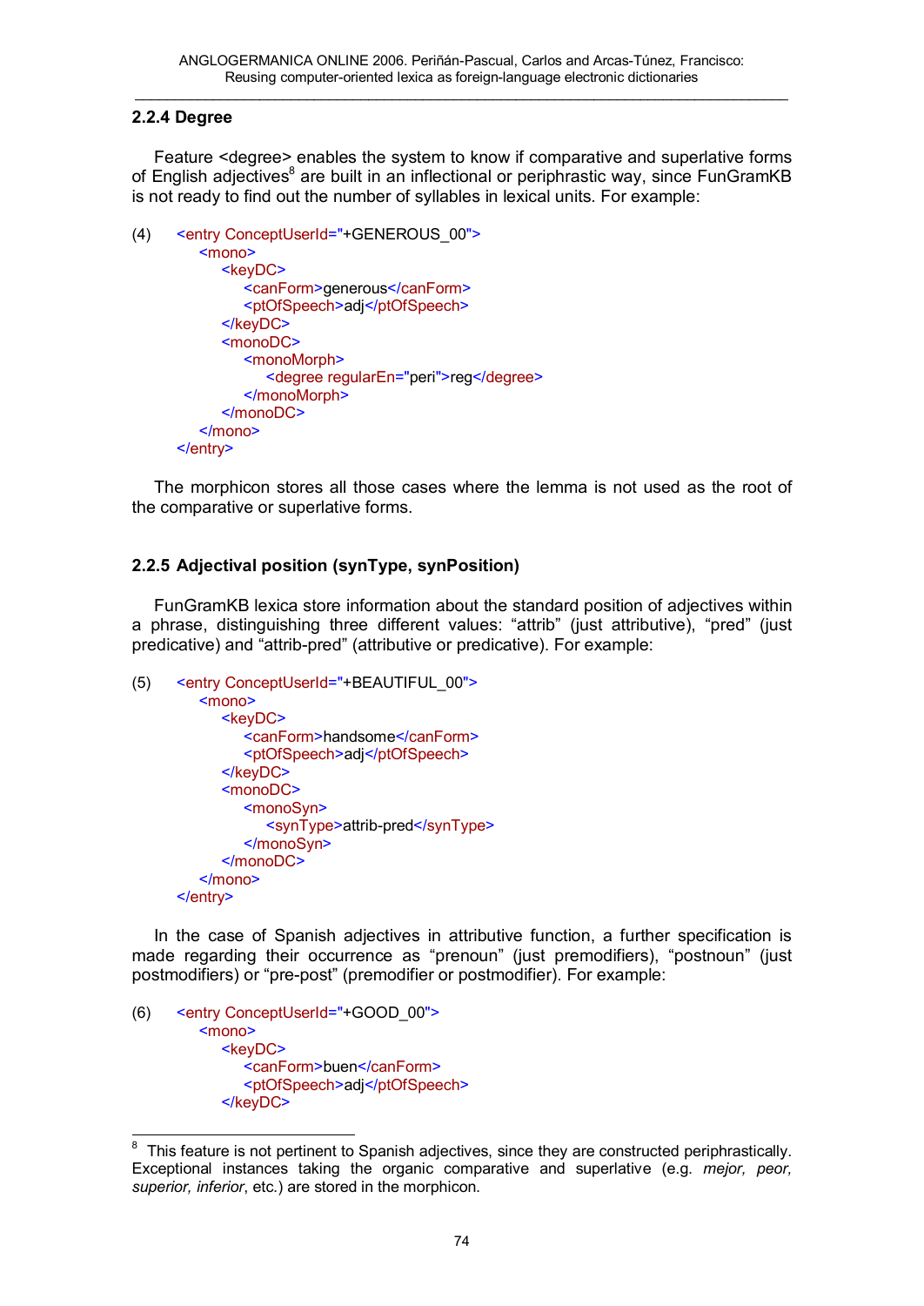### 2.2.4 Degree

Feature <degree> enables the system to know if comparative and superlative forms of English adjectives[8] are built in an inflectional or periphrastic way, since FunGramKB is not ready to find out the number of syllables in lexical units. For example:

(4)
```
<entry ConceptUserId="+GENEROUS_00">
    <mono>
        <keyDC>
            <canForm>generous</canForm>
            <ptOfSpeech>adj</ptOfSpeech>
        </keyDC>
        <monoDC>
            <monoMorph>
                <degree regularEn="peri">reg</degree>
            </monoMorph>
        </monoDC>
    </mono>
</entry>
```

The morphicon stores all those cases where the lemma is not used as the root of the comparative or superlative forms.

### 2.2.5 Adjectival position (synType, synPosition)

FunGramKB lexica store information about the standard position of adjectives within a phrase, distinguishing three different values: "attrib" (just attributive), "pred" (just predicative) and "attrib-pred" (attributive or predicative). For example:

(5)
```
<entry ConceptUserId="+BEAUTIFUL_00">
    <mono>
        <keyDC>
            <canForm>handsome</canForm>
            <ptOfSpeech>adj</ptOfSpeech>
        </keyDC>
        <monoDC>
            <monoSyn>
                <synType>attrib-pred</synType>
            </monoSyn>
        </monoDC>
    </mono>
</entry>
```

In the case of Spanish adjectives in attributive function, a further specification is made regarding their occurrence as "prenoun" (just premodifiers), "postnoun" (just postmodifiers) or "pre-post" (premodifier or postmodifier). For example:

(6)
```
<entry ConceptUserId="+GOOD_00">
    <mono>
        <keyDC>
            <canForm>buen</canForm>
            <ptOfSpeech>adj</ptOfSpeech>
        </keyDC>
```

---

[8] This feature is not pertinent to Spanish adjectives, since they are constructed periphrastically. Exceptional instances taking the organic comparative and superlative (e.g. *mejor, peor, superior, inferior*, etc.) are stored in the morphicon.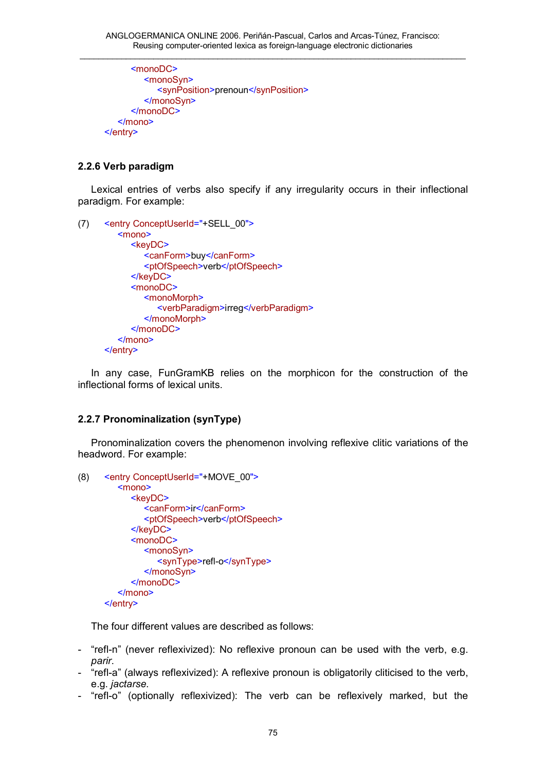```
            <monoDC>
                <monoSyn>
                    <synPosition>prenoun</synPosition>
                </monoSyn>
            </monoDC>
        </mono>
    </entry>
```

### 2.2.6 Verb paradigm

Lexical entries of verbs also specify if any irregularity occurs in their inflectional paradigm. For example:

(7)

```
    <entry ConceptUserId="+SELL_00">
        <mono>
            <keyDC>
                <canForm>buy</canForm>
                <ptOfSpeech>verb</ptOfSpeech>
            </keyDC>
            <monoDC>
                <monoMorph>
                    <verbParadigm>irreg</verbParadigm>
                </monoMorph>
            </monoDC>
        </mono>
    </entry>
```

In any case, FunGramKB relies on the morphicon for the construction of the inflectional forms of lexical units.

### 2.2.7 Pronominalization (synType)

Pronominalization covers the phenomenon involving reflexive clitic variations of the headword. For example:

(8)

```
    <entry ConceptUserId="+MOVE_00">
        <mono>
            <keyDC>
                <canForm>ir</canForm>
                <ptOfSpeech>verb</ptOfSpeech>
            </keyDC>
            <monoDC>
                <monoSyn>
                    <synType>refl-o</synType>
                </monoSyn>
            </monoDC>
        </mono>
    </entry>
```

The four different values are described as follows:

- "refl-n" (never reflexivized): No reflexive pronoun can be used with the verb, e.g. *parir*.
- "refl-a" (always reflexivized): A reflexive pronoun is obligatorily cliticised to the verb, e.g. *jactarse*.
- "refl-o" (optionally reflexivized): The verb can be reflexively marked, but the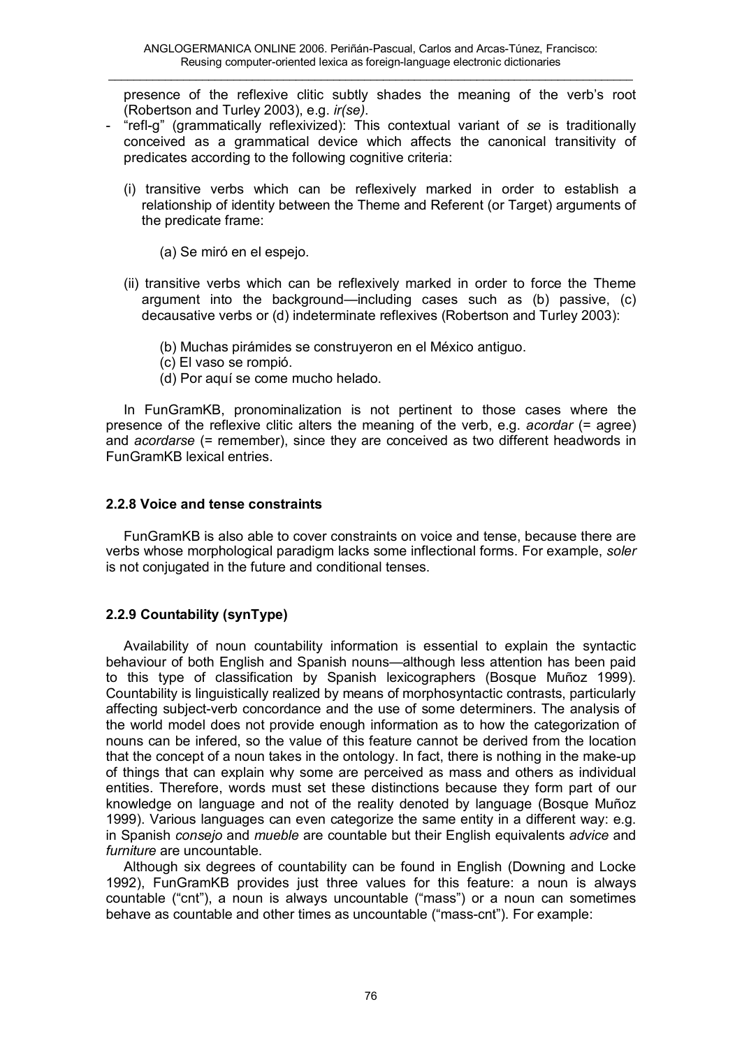presence of the reflexive clitic subtly shades the meaning of the verb's root (Robertson and Turley 2003), e.g. *ir(se)*.

- "refl-g" (grammatically reflexivized): This contextual variant of *se* is traditionally conceived as a grammatical device which affects the canonical transitivity of predicates according to the following cognitive criteria:

  (i) transitive verbs which can be reflexively marked in order to establish a relationship of identity between the Theme and Referent (or Target) arguments of the predicate frame:

  (a) Se miró en el espejo.

  (ii) transitive verbs which can be reflexively marked in order to force the Theme argument into the background—including cases such as (b) passive, (c) decausative verbs or (d) indeterminate reflexives (Robertson and Turley 2003):

  (b) Muchas pirámides se construyeron en el México antiguo.
  (c) El vaso se rompió.
  (d) Por aquí se come mucho helado.

In FunGramKB, pronominalization is not pertinent to those cases where the presence of the reflexive clitic alters the meaning of the verb, e.g. *acordar* (= agree) and *acordarse* (= remember), since they are conceived as two different headwords in FunGramKB lexical entries.

### 2.2.8 Voice and tense constraints

FunGramKB is also able to cover constraints on voice and tense, because there are verbs whose morphological paradigm lacks some inflectional forms. For example, *soler* is not conjugated in the future and conditional tenses.

### 2.2.9 Countability (synType)

Availability of noun countability information is essential to explain the syntactic behaviour of both English and Spanish nouns—although less attention has been paid to this type of classification by Spanish lexicographers (Bosque Muñoz 1999). Countability is linguistically realized by means of morphosyntactic contrasts, particularly affecting subject-verb concordance and the use of some determiners. The analysis of the world model does not provide enough information as to how the categorization of nouns can be infered, so the value of this feature cannot be derived from the location that the concept of a noun takes in the ontology. In fact, there is nothing in the make-up of things that can explain why some are perceived as mass and others as individual entities. Therefore, words must set these distinctions because they form part of our knowledge on language and not of the reality denoted by language (Bosque Muñoz 1999). Various languages can even categorize the same entity in a different way: e.g. in Spanish *consejo* and *mueble* are countable but their English equivalents *advice* and *furniture* are uncountable.

Although six degrees of countability can be found in English (Downing and Locke 1992), FunGramKB provides just three values for this feature: a noun is always countable ("cnt"), a noun is always uncountable ("mass") or a noun can sometimes behave as countable and other times as uncountable ("mass-cnt"). For example: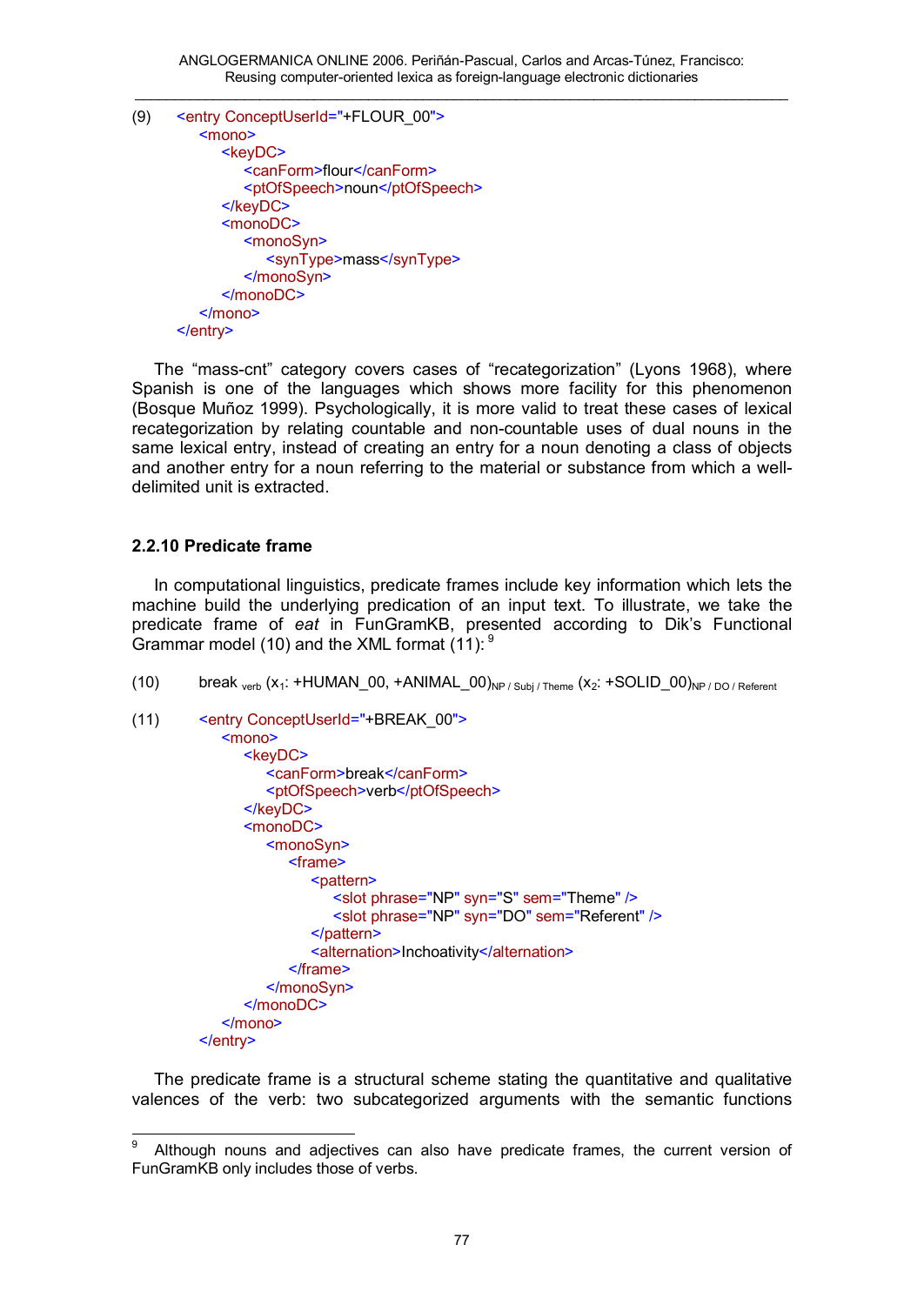(9)

```
<entry ConceptUserId="+FLOUR_00">
    <mono>
        <keyDC>
            <canForm>flour</canForm>
            <ptOfSpeech>noun</ptOfSpeech>
        </keyDC>
        <monoDC>
            <monoSyn>
                <synType>mass</synType>
            </monoSyn>
        </monoDC>
    </mono>
</entry>
```

The “mass-cnt” category covers cases of “recategorization” (Lyons 1968), where Spanish is one of the languages which shows more facility for this phenomenon (Bosque Muñoz 1999). Psychologically, it is more valid to treat these cases of lexical recategorization by relating countable and non-countable uses of dual nouns in the same lexical entry, instead of creating an entry for a noun denoting a class of objects and another entry for a noun referring to the material or substance from which a well-delimited unit is extracted.

### 2.2.10 Predicate frame

In computational linguistics, predicate frames include key information which lets the machine build the underlying predication of an input text. To illustrate, we take the predicate frame of *eat* in FunGramKB, presented according to Dik’s Functional Grammar model (10) and the XML format (11): [9]

(10) break $_{verb}$ ($x_1$: +HUMAN_00, +ANIMAL_00)$_{NP\,/\,Subj\,/\,Theme}$ ($x_2$: +SOLID_00)$_{NP\,/\,DO\,/\,Referent}$

(11)

```
<entry ConceptUserId="+BREAK_00">
    <mono>
        <keyDC>
            <canForm>break</canForm>
            <ptOfSpeech>verb</ptOfSpeech>
        </keyDC>
        <monoDC>
            <monoSyn>
                <frame>
                    <pattern>
                        <slot phrase="NP" syn="S" sem="Theme" />
                        <slot phrase="NP" syn="DO" sem="Referent" />
                    </pattern>
                    <alternation>Inchoativity</alternation>
                </frame>
            </monoSyn>
        </monoDC>
    </mono>
</entry>
```

The predicate frame is a structural scheme stating the quantitative and qualitative valences of the verb: two subcategorized arguments with the semantic functions

[9] Although nouns and adjectives can also have predicate frames, the current version of FunGramKB only includes those of verbs.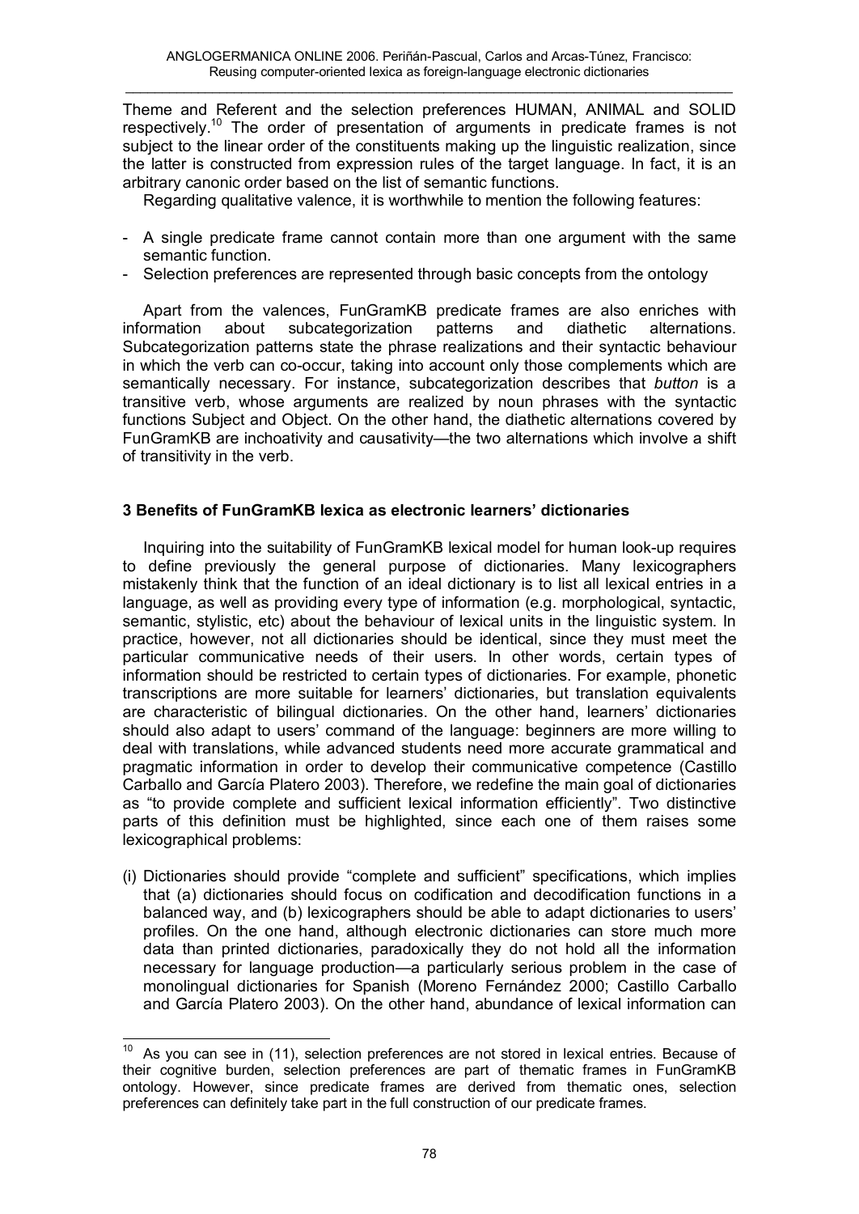Theme and Referent and the selection preferences HUMAN, ANIMAL and SOLID respectively.[10] The order of presentation of arguments in predicate frames is not subject to the linear order of the constituents making up the linguistic realization, since the latter is constructed from expression rules of the target language. In fact, it is an arbitrary canonic order based on the list of semantic functions.

Regarding qualitative valence, it is worthwhile to mention the following features:

- A single predicate frame cannot contain more than one argument with the same semantic function.
- Selection preferences are represented through basic concepts from the ontology

Apart from the valences, FunGramKB predicate frames are also enriches with information about subcategorization patterns and diathetic alternations. Subcategorization patterns state the phrase realizations and their syntactic behaviour in which the verb can co-occur, taking into account only those complements which are semantically necessary. For instance, subcategorization describes that *button* is a transitive verb, whose arguments are realized by noun phrases with the syntactic functions Subject and Object. On the other hand, the diathetic alternations covered by FunGramKB are inchoativity and causativity—the two alternations which involve a shift of transitivity in the verb.

## 3 Benefits of FunGramKB lexica as electronic learners' dictionaries

Inquiring into the suitability of FunGramKB lexical model for human look-up requires to define previously the general purpose of dictionaries. Many lexicographers mistakenly think that the function of an ideal dictionary is to list all lexical entries in a language, as well as providing every type of information (e.g. morphological, syntactic, semantic, stylistic, etc) about the behaviour of lexical units in the linguistic system. In practice, however, not all dictionaries should be identical, since they must meet the particular communicative needs of their users. In other words, certain types of information should be restricted to certain types of dictionaries. For example, phonetic transcriptions are more suitable for learners' dictionaries, but translation equivalents are characteristic of bilingual dictionaries. On the other hand, learners' dictionaries should also adapt to users' command of the language: beginners are more willing to deal with translations, while advanced students need more accurate grammatical and pragmatic information in order to develop their communicative competence (Castillo Carballo and García Platero 2003). Therefore, we redefine the main goal of dictionaries as "to provide complete and sufficient lexical information efficiently". Two distinctive parts of this definition must be highlighted, since each one of them raises some lexicographical problems:

(i) Dictionaries should provide "complete and sufficient" specifications, which implies that (a) dictionaries should focus on codification and decodification functions in a balanced way, and (b) lexicographers should be able to adapt dictionaries to users' profiles. On the one hand, although electronic dictionaries can store much more data than printed dictionaries, paradoxically they do not hold all the information necessary for language production—a particularly serious problem in the case of monolingual dictionaries for Spanish (Moreno Fernández 2000; Castillo Carballo and García Platero 2003). On the other hand, abundance of lexical information can

---

[10] As you can see in (11), selection preferences are not stored in lexical entries. Because of their cognitive burden, selection preferences are part of thematic frames in FunGramKB ontology. However, since predicate frames are derived from thematic ones, selection preferences can definitely take part in the full construction of our predicate frames.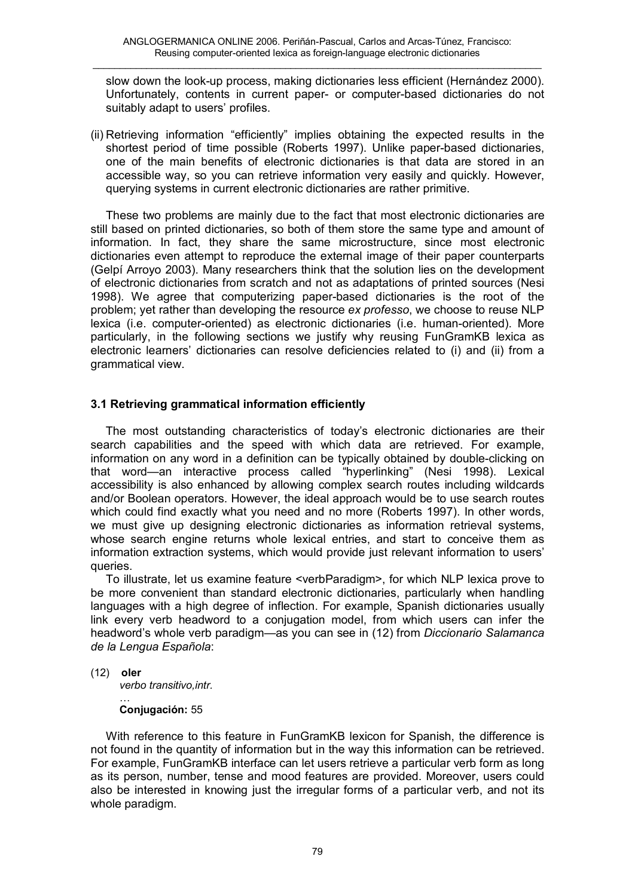slow down the look-up process, making dictionaries less efficient (Hernández 2000). Unfortunately, contents in current paper- or computer-based dictionaries do not suitably adapt to users' profiles.

(ii) Retrieving information "efficiently" implies obtaining the expected results in the shortest period of time possible (Roberts 1997). Unlike paper-based dictionaries, one of the main benefits of electronic dictionaries is that data are stored in an accessible way, so you can retrieve information very easily and quickly. However, querying systems in current electronic dictionaries are rather primitive.

These two problems are mainly due to the fact that most electronic dictionaries are still based on printed dictionaries, so both of them store the same type and amount of information. In fact, they share the same microstructure, since most electronic dictionaries even attempt to reproduce the external image of their paper counterparts (Gelpí Arroyo 2003). Many researchers think that the solution lies on the development of electronic dictionaries from scratch and not as adaptations of printed sources (Nesi 1998). We agree that computerizing paper-based dictionaries is the root of the problem; yet rather than developing the resource *ex professo*, we choose to reuse NLP lexica (i.e. computer-oriented) as electronic dictionaries (i.e. human-oriented). More particularly, in the following sections we justify why reusing FunGramKB lexica as electronic learners' dictionaries can resolve deficiencies related to (i) and (ii) from a grammatical view.

### 3.1 Retrieving grammatical information efficiently

The most outstanding characteristics of today's electronic dictionaries are their search capabilities and the speed with which data are retrieved. For example, information on any word in a definition can be typically obtained by double-clicking on that word—an interactive process called "hyperlinking" (Nesi 1998). Lexical accessibility is also enhanced by allowing complex search routes including wildcards and/or Boolean operators. However, the ideal approach would be to use search routes which could find exactly what you need and no more (Roberts 1997). In other words, we must give up designing electronic dictionaries as information retrieval systems, whose search engine returns whole lexical entries, and start to conceive them as information extraction systems, which would provide just relevant information to users' queries.

To illustrate, let us examine feature <verbParadigm>, for which NLP lexica prove to be more convenient than standard electronic dictionaries, particularly when handling languages with a high degree of inflection. For example, Spanish dictionaries usually link every verb headword to a conjugation model, from which users can infer the headword's whole verb paradigm—as you can see in (12) from *Diccionario Salamanca de la Lengua Española*:

(12) **oler**
*verbo transitivo,intr.*
…
**Conjugación:** 55

With reference to this feature in FunGramKB lexicon for Spanish, the difference is not found in the quantity of information but in the way this information can be retrieved. For example, FunGramKB interface can let users retrieve a particular verb form as long as its person, number, tense and mood features are provided. Moreover, users could also be interested in knowing just the irregular forms of a particular verb, and not its whole paradigm.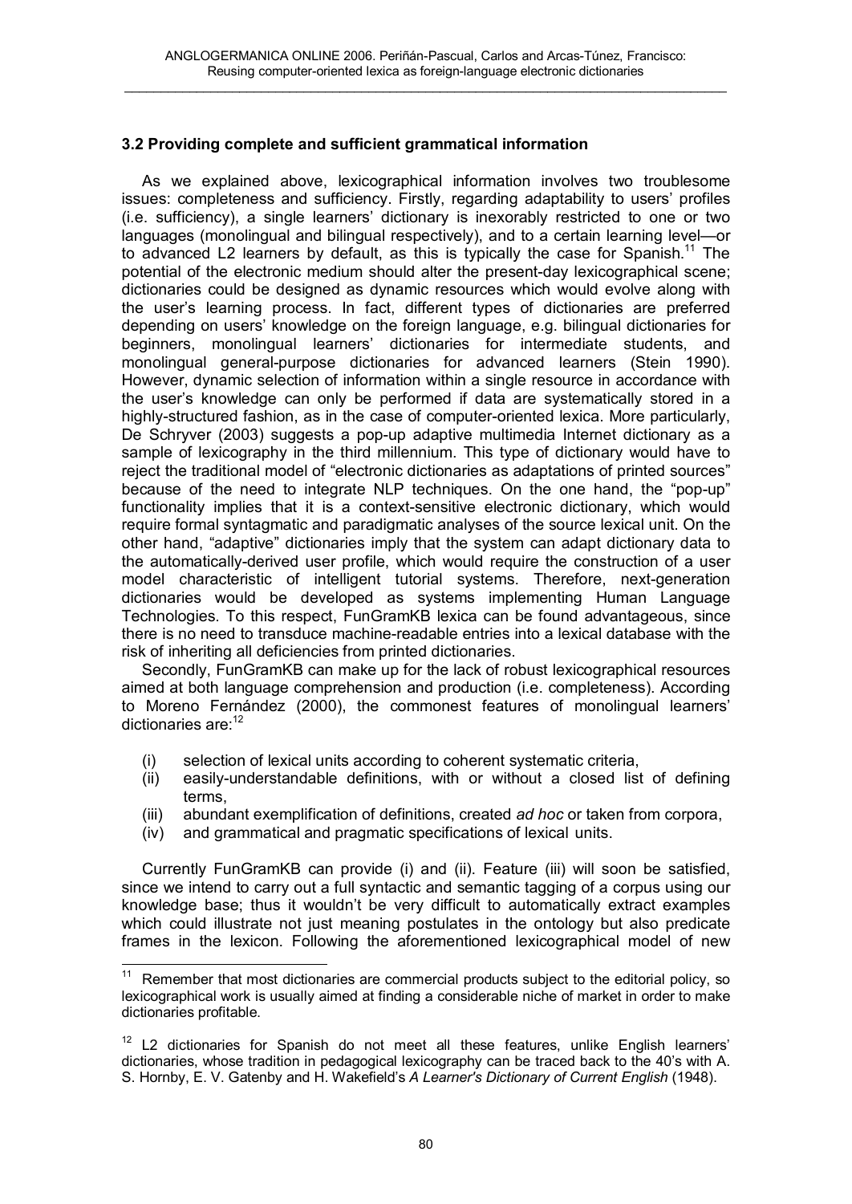### 3.2 Providing complete and sufficient grammatical information

As we explained above, lexicographical information involves two troublesome issues: completeness and sufficiency. Firstly, regarding adaptability to users' profiles (i.e. sufficiency), a single learners' dictionary is inexorably restricted to one or two languages (monolingual and bilingual respectively), and to a certain learning level—or to advanced L2 learners by default, as this is typically the case for Spanish.[11] The potential of the electronic medium should alter the present-day lexicographical scene; dictionaries could be designed as dynamic resources which would evolve along with the user's learning process. In fact, different types of dictionaries are preferred depending on users' knowledge on the foreign language, e.g. bilingual dictionaries for beginners, monolingual learners' dictionaries for intermediate students, and monolingual general-purpose dictionaries for advanced learners (Stein 1990). However, dynamic selection of information within a single resource in accordance with the user's knowledge can only be performed if data are systematically stored in a highly-structured fashion, as in the case of computer-oriented lexica. More particularly, De Schryver (2003) suggests a pop-up adaptive multimedia Internet dictionary as a sample of lexicography in the third millennium. This type of dictionary would have to reject the traditional model of "electronic dictionaries as adaptations of printed sources" because of the need to integrate NLP techniques. On the one hand, the "pop-up" functionality implies that it is a context-sensitive electronic dictionary, which would require formal syntagmatic and paradigmatic analyses of the source lexical unit. On the other hand, "adaptive" dictionaries imply that the system can adapt dictionary data to the automatically-derived user profile, which would require the construction of a user model characteristic of intelligent tutorial systems. Therefore, next-generation dictionaries would be developed as systems implementing Human Language Technologies. To this respect, FunGramKB lexica can be found advantageous, since there is no need to transduce machine-readable entries into a lexical database with the risk of inheriting all deficiencies from printed dictionaries.

Secondly, FunGramKB can make up for the lack of robust lexicographical resources aimed at both language comprehension and production (i.e. completeness). According to Moreno Fernández (2000), the commonest features of monolingual learners' dictionaries are:[12]

(i) selection of lexical units according to coherent systematic criteria,
(ii) easily-understandable definitions, with or without a closed list of defining terms,
(iii) abundant exemplification of definitions, created *ad hoc* or taken from corpora,
(iv) and grammatical and pragmatic specifications of lexical units.

Currently FunGramKB can provide (i) and (ii). Feature (iii) will soon be satisfied, since we intend to carry out a full syntactic and semantic tagging of a corpus using our knowledge base; thus it wouldn't be very difficult to automatically extract examples which could illustrate not just meaning postulates in the ontology but also predicate frames in the lexicon. Following the aforementioned lexicographical model of new

---

[11] Remember that most dictionaries are commercial products subject to the editorial policy, so lexicographical work is usually aimed at finding a considerable niche of market in order to make dictionaries profitable.

[12] L2 dictionaries for Spanish do not meet all these features, unlike English learners' dictionaries, whose tradition in pedagogical lexicography can be traced back to the 40's with A. S. Hornby, E. V. Gatenby and H. Wakefield's *A Learner's Dictionary of Current English* (1948).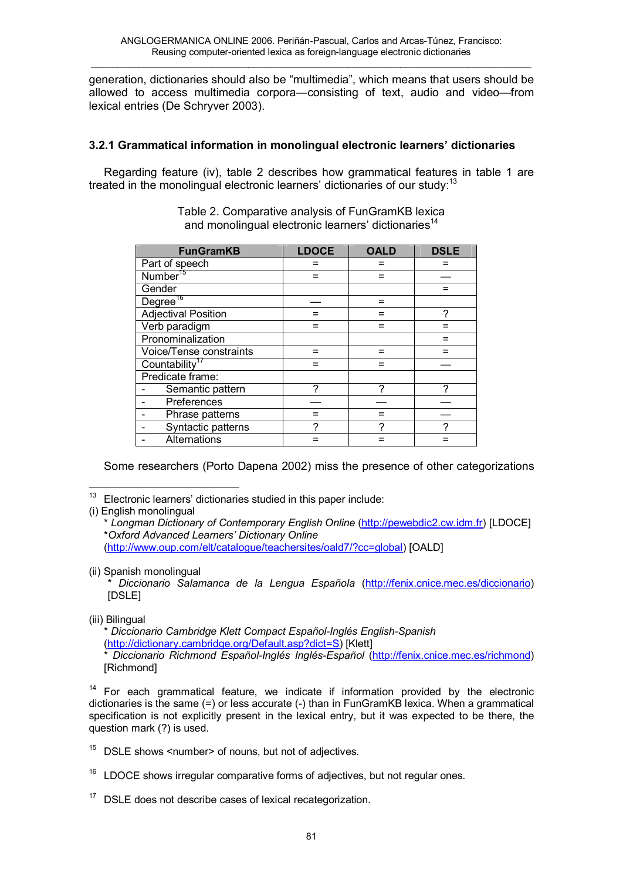generation, dictionaries should also be "multimedia", which means that users should be allowed to access multimedia corpora—consisting of text, audio and video—from lexical entries (De Schryver 2003).

### 3.2.1 Grammatical information in monolingual electronic learners' dictionaries

Regarding feature (iv), table 2 describes how grammatical features in table 1 are treated in the monolingual electronic learners' dictionaries of our study:[13]

Table 2. Comparative analysis of FunGramKB lexica and monolingual electronic learners' dictionaries[14]

| FunGramKB | LDOCE | OALD | DSLE |
|---|---|---|---|
| Part of speech | = | = | = |
| Number[15] | = | = | — |
| Gender | | | = |
| Degree[16] | — | = | |
| Adjectival Position | = | = | ? |
| Verb paradigm | = | = | = |
| Pronominalization | | | = |
| Voice/Tense constraints | = | = | = |
| Countability[17] | = | = | — |
| Predicate frame: | | | |
| - Semantic pattern | ? | ? | ? |
| - Preferences | — | — | — |
| - Phrase patterns | = | = | — |
| - Syntactic patterns | ? | ? | ? |
| - Alternations | = | = | = |

Some researchers (Porto Dapena 2002) miss the presence of other categorizations

---

[13] Electronic learners' dictionaries studied in this paper include:

(i) English monolingual

* *Longman Dictionary of Contemporary English Online* (http://pewebdic2.cw.idm.fr) [LDOCE]
* *Oxford Advanced Learners' Dictionary Online* (http://www.oup.com/elt/catalogue/teachersites/oald7/?cc=global) [OALD]

(ii) Spanish monolingual

* *Diccionario Salamanca de la Lengua Española* (http://fenix.cnice.mec.es/diccionario) [DSLE]

(iii) Bilingual

* *Diccionario Cambridge Klett Compact Español-Inglés English-Spanish* (http://dictionary.cambridge.org/Default.asp?dict=S) [Klett]
* *Diccionario Richmond Español-Inglés Inglés-Español* (http://fenix.cnice.mec.es/richmond) [Richmond]

[14] For each grammatical feature, we indicate if information provided by the electronic dictionaries is the same (=) or less accurate (-) than in FunGramKB lexica. When a grammatical specification is not explicitly present in the lexical entry, but it was expected to be there, the question mark (?) is used.

[15] DSLE shows <number> of nouns, but not of adjectives.

[16] LDOCE shows irregular comparative forms of adjectives, but not regular ones.

[17] DSLE does not describe cases of lexical recategorization.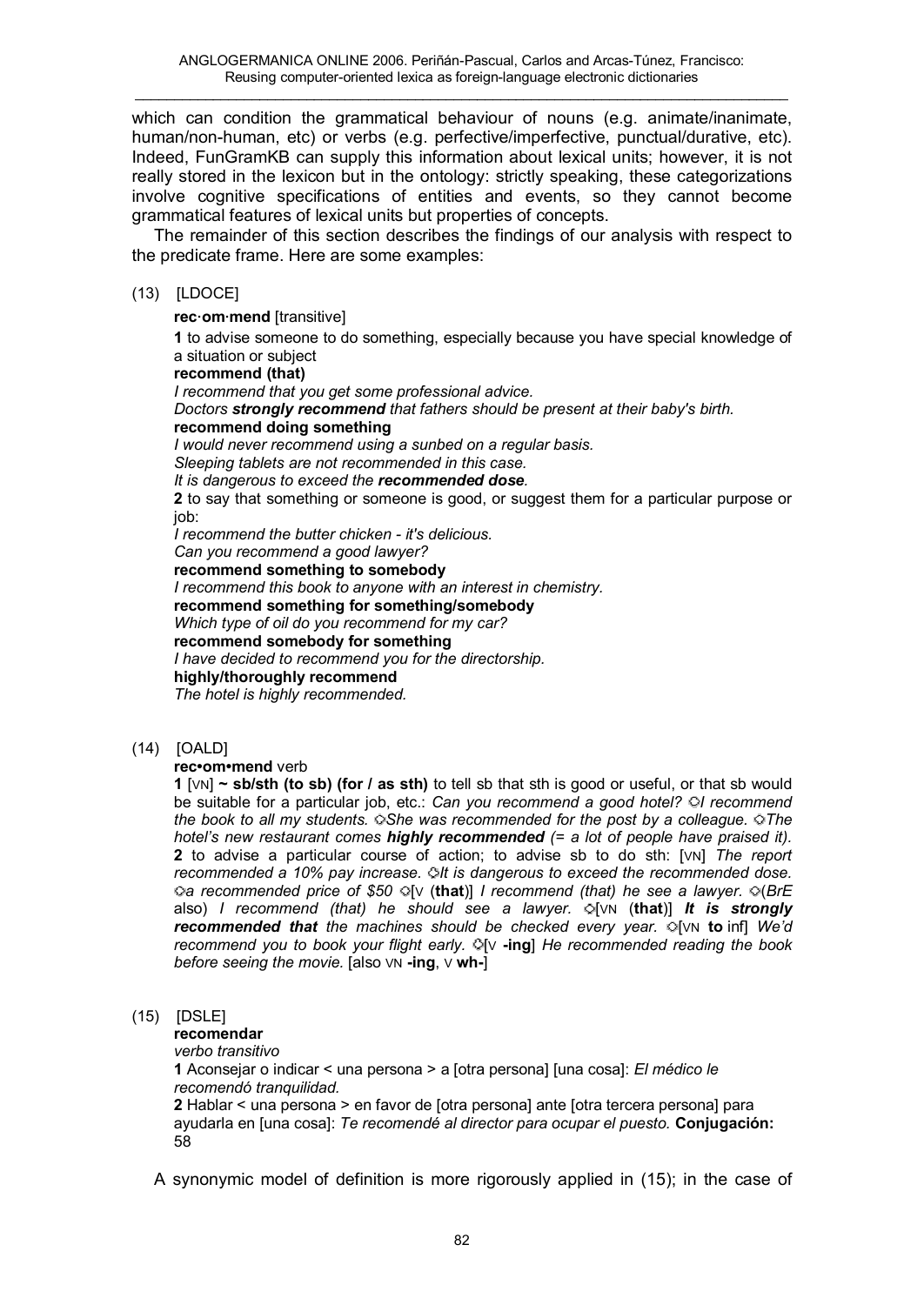which can condition the grammatical behaviour of nouns (e.g. animate/inanimate, human/non-human, etc) or verbs (e.g. perfective/imperfective, punctual/durative, etc). Indeed, FunGramKB can supply this information about lexical units; however, it is not really stored in the lexicon but in the ontology: strictly speaking, these categorizations involve cognitive specifications of entities and events, so they cannot become grammatical features of lexical units but properties of concepts.

The remainder of this section describes the findings of our analysis with respect to the predicate frame. Here are some examples:

(13) [LDOCE]

**rec·om·mend** [transitive]

**1** to advise someone to do something, especially because you have special knowledge of a situation or subject

**recommend (that)**

*I recommend that you get some professional advice.*

*Doctors **strongly recommend** that fathers should be present at their baby's birth.*

**recommend doing something**

*I would never recommend using a sunbed on a regular basis.*

*Sleeping tablets are not recommended in this case.*

*It is dangerous to exceed the **recommended dose**.*

**2** to say that something or someone is good, or suggest them for a particular purpose or job:

*I recommend the butter chicken - it's delicious.*

*Can you recommend a good lawyer?*

**recommend something to somebody**

*I recommend this book to anyone with an interest in chemistry.*

**recommend something for something/somebody**

*Which type of oil do you recommend for my car?*

**recommend somebody for something**

*I have decided to recommend you for the directorship.*

**highly/thoroughly recommend**

*The hotel is highly recommended.*

(14) [OALD]

**rec•om•mend** verb

**1** [VN] **~ sb/sth (to sb) (for / as sth)** to tell sb that sth is good or useful, or that sb would be suitable for a particular job, etc.: *Can you recommend a good hotel?* ◇*I recommend the book to all my students.* ◇*She was recommended for the post by a colleague.* ◇*The hotel's new restaurant comes **highly recommended** (= a lot of people have praised it).* **2** to advise a particular course of action; to advise sb to do sth: [VN] *The report recommended a 10% pay increase.* ◇*It is dangerous to exceed the recommended dose.* ◇*a recommended price of $50* ◇[V (**that**)] *I recommend (that) he see a lawyer.* ◇(*BrE* also) *I recommend (that) he should see a lawyer.* ◇[VN (**that**)] ***It is strongly recommended that** the machines should be checked every year.* ◇[VN **to** inf] *We'd recommend you to book your flight early.* ◇[V **-ing**] *He recommended reading the book before seeing the movie.* [also VN **-ing**, V **wh-**]

(15) [DSLE]

**recomendar**

*verbo transitivo*

**1** Aconsejar o indicar < una persona > a [otra persona] [una cosa]: *El médico le recomendó tranquilidad.*

**2** Hablar < una persona > en favor de [otra persona] ante [otra tercera persona] para ayudarla en [una cosa]: *Te recomendé al director para ocupar el puesto.* **Conjugación:** 58

A synonymic model of definition is more rigorously applied in (15); in the case of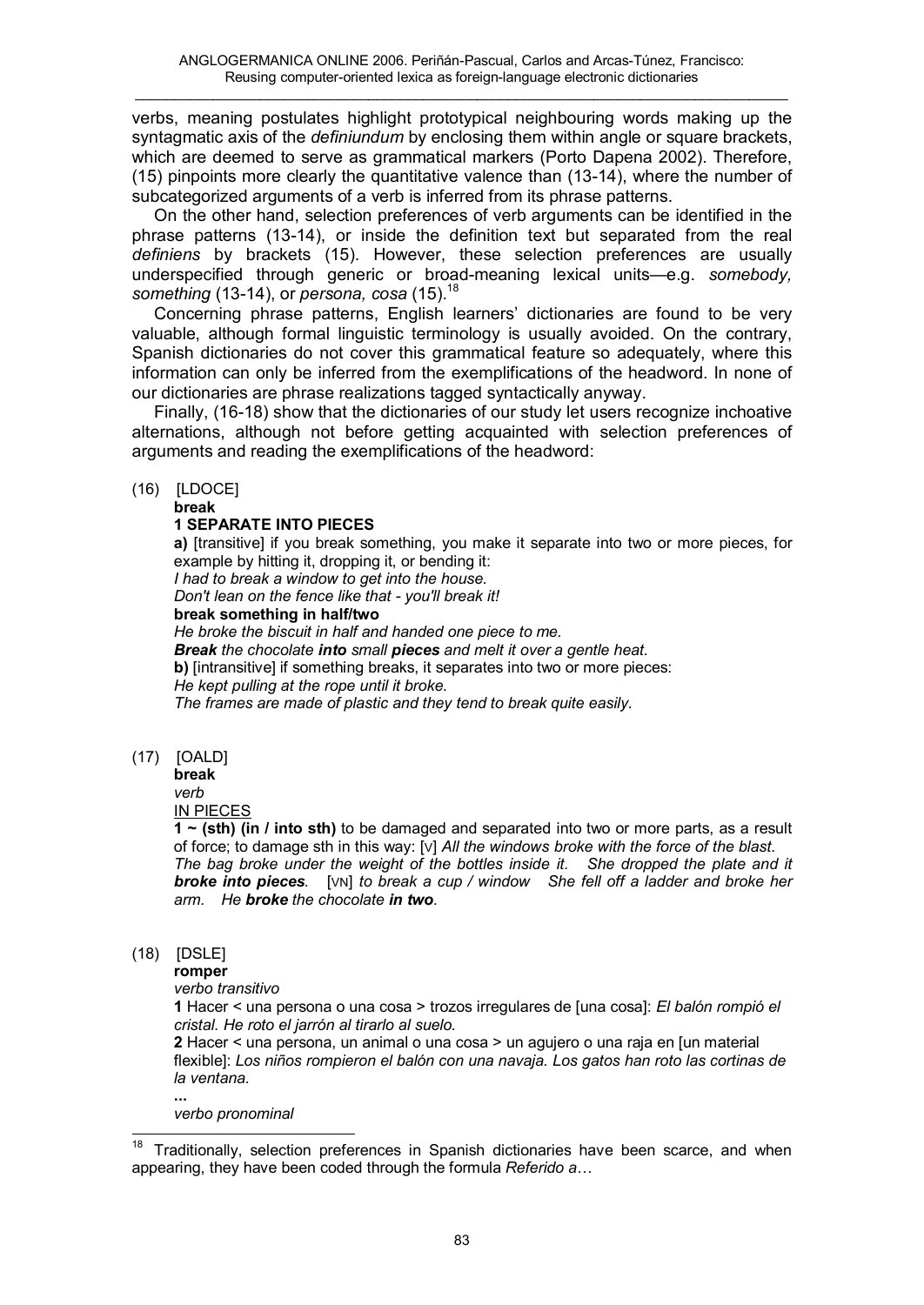verbs, meaning postulates highlight prototypical neighbouring words making up the syntagmatic axis of the *definiundum* by enclosing them within angle or square brackets, which are deemed to serve as grammatical markers (Porto Dapena 2002). Therefore, (15) pinpoints more clearly the quantitative valence than (13-14), where the number of subcategorized arguments of a verb is inferred from its phrase patterns.

On the other hand, selection preferences of verb arguments can be identified in the phrase patterns (13-14), or inside the definition text but separated from the real *definiens* by brackets (15). However, these selection preferences are usually underspecified through generic or broad-meaning lexical units—e.g. *somebody, something* (13-14), or *persona, cosa* (15).[18]

Concerning phrase patterns, English learners' dictionaries are found to be very valuable, although formal linguistic terminology is usually avoided. On the contrary, Spanish dictionaries do not cover this grammatical feature so adequately, where this information can only be inferred from the exemplifications of the headword. In none of our dictionaries are phrase realizations tagged syntactically anyway.

Finally, (16-18) show that the dictionaries of our study let users recognize inchoative alternations, although not before getting acquainted with selection preferences of arguments and reading the exemplifications of the headword:

(16) [LDOCE]

**break**

**1 SEPARATE INTO PIECES**

**a)** [transitive] if you break something, you make it separate into two or more pieces, for example by hitting it, dropping it, or bending it:
*I had to break a window to get into the house.*
*Don't lean on the fence like that - you'll break it!*
**break something in half/two**
*He broke the biscuit in half and handed one piece to me.*
***Break** the chocolate **into** small **pieces** and melt it over a gentle heat.*
**b)** [intransitive] if something breaks, it separates into two or more pieces:
*He kept pulling at the rope until it broke.*
*The frames are made of plastic and they tend to break quite easily.*

(17) [OALD]

**break**
*verb*
IN PIECES
**1 ~ (sth) (in / into sth)** to be damaged and separated into two or more parts, as a result of force; to damage sth in this way: [V] *All the windows broke with the force of the blast. The bag broke under the weight of the bottles inside it. She dropped the plate and it **broke into pieces**.* [VN] *to break a cup / window She fell off a ladder and broke her arm. He **broke** the chocolate **in two**.*

(18) [DSLE]

**romper**
*verbo transitivo*
**1** Hacer < una persona o una cosa > trozos irregulares de [una cosa]: *El balón rompió el cristal. He roto el jarrón al tirarlo al suelo.*
**2** Hacer < una persona, un animal o una cosa > un agujero o una raja en [un material flexible]: *Los niños rompieron el balón con una navaja. Los gatos han roto las cortinas de la ventana.*
**...**
*verbo pronominal*

[18] Traditionally, selection preferences in Spanish dictionaries have been scarce, and when appearing, they have been coded through the formula *Referido a*…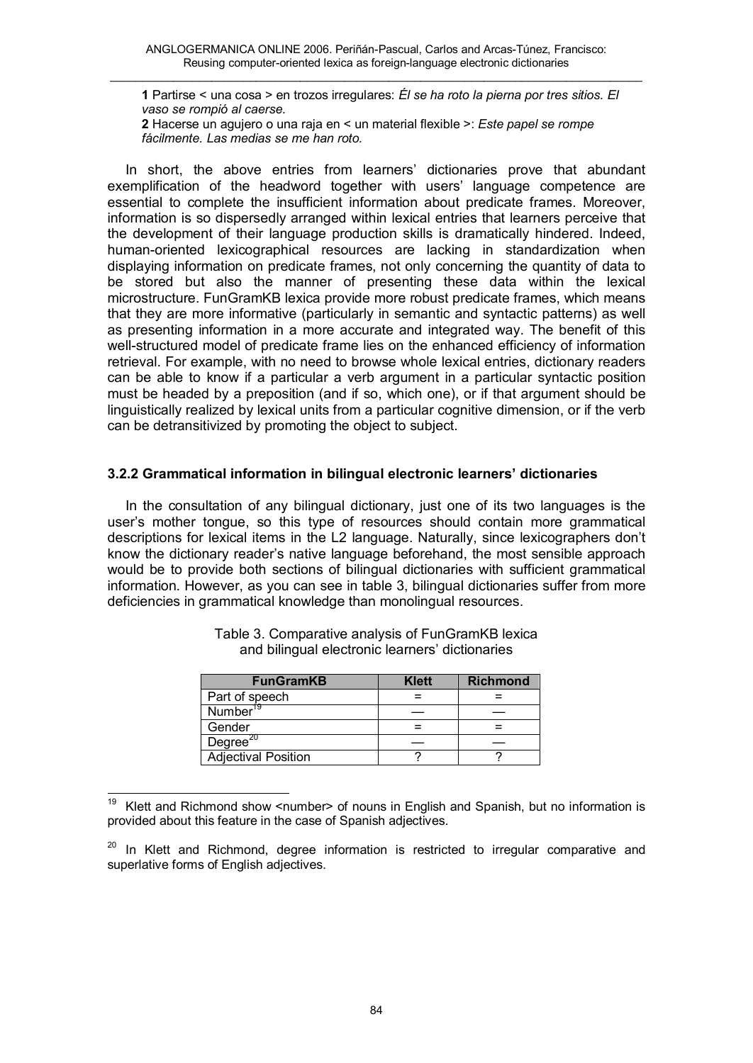**1** Partirse < una cosa > en trozos irregulares: *Él se ha roto la pierna por tres sitios. El vaso se rompió al caerse.*
**2** Hacerse un agujero o una raja en < un material flexible >: *Este papel se rompe fácilmente. Las medias se me han roto.*

In short, the above entries from learners' dictionaries prove that abundant exemplification of the headword together with users' language competence are essential to complete the insufficient information about predicate frames. Moreover, information is so dispersedly arranged within lexical entries that learners perceive that the development of their language production skills is dramatically hindered. Indeed, human-oriented lexicographical resources are lacking in standardization when displaying information on predicate frames, not only concerning the quantity of data to be stored but also the manner of presenting these data within the lexical microstructure. FunGramKB lexica provide more robust predicate frames, which means that they are more informative (particularly in semantic and syntactic patterns) as well as presenting information in a more accurate and integrated way. The benefit of this well-structured model of predicate frame lies on the enhanced efficiency of information retrieval. For example, with no need to browse whole lexical entries, dictionary readers can be able to know if a particular a verb argument in a particular syntactic position must be headed by a preposition (and if so, which one), or if that argument should be linguistically realized by lexical units from a particular cognitive dimension, or if the verb can be detransitivized by promoting the object to subject.

### 3.2.2 Grammatical information in bilingual electronic learners' dictionaries

In the consultation of any bilingual dictionary, just one of its two languages is the user's mother tongue, so this type of resources should contain more grammatical descriptions for lexical items in the L2 language. Naturally, since lexicographers don't know the dictionary reader's native language beforehand, the most sensible approach would be to provide both sections of bilingual dictionaries with sufficient grammatical information. However, as you can see in table 3, bilingual dictionaries suffer from more deficiencies in grammatical knowledge than monolingual resources.

Table 3. Comparative analysis of FunGramKB lexica and bilingual electronic learners' dictionaries

| FunGramKB | Klett | Richmond |
|---|---|---|
| Part of speech | = | = |
| Number[19] | — | — |
| Gender | = | = |
| Degree[20] | — | — |
| Adjectival Position | ? | ? |

[19] Klett and Richmond show <number> of nouns in English and Spanish, but no information is provided about this feature in the case of Spanish adjectives.

[20] In Klett and Richmond, degree information is restricted to irregular comparative and superlative forms of English adjectives.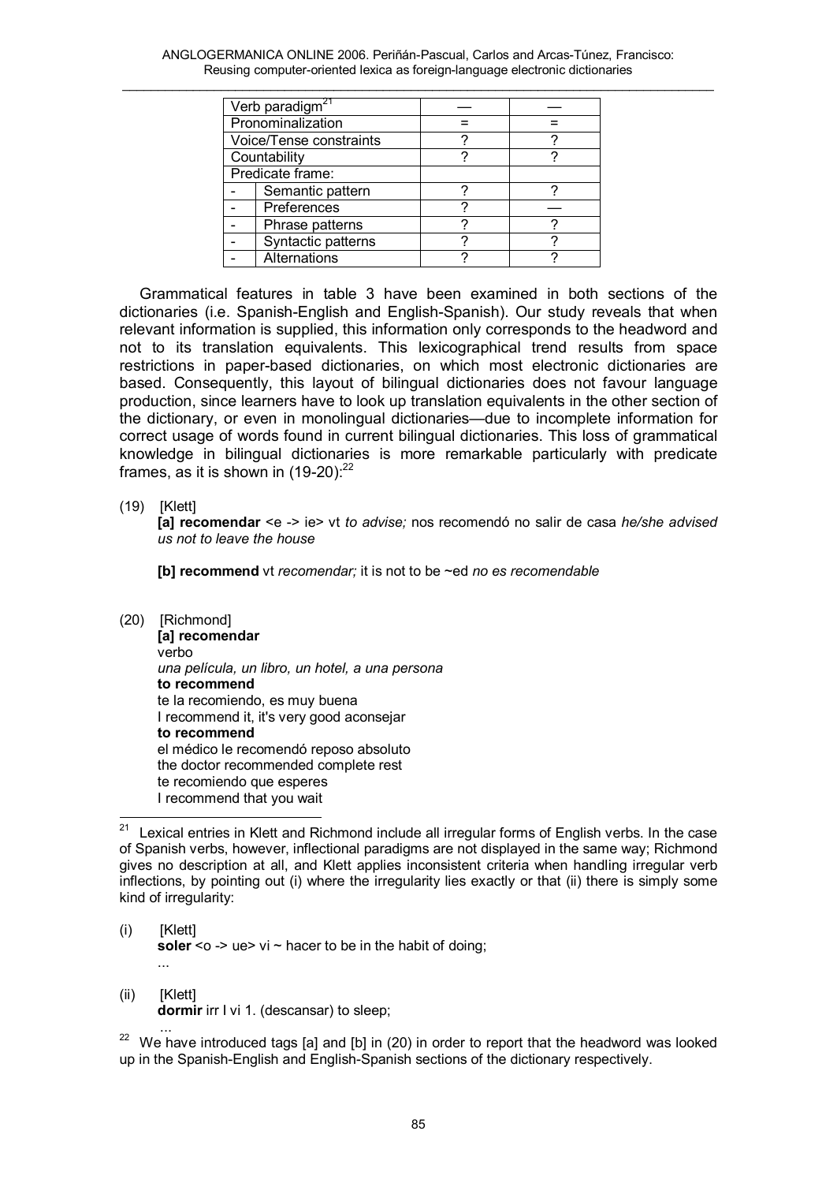| Verb paradigm[21] | | — | — |
|---|---|---|---|
| Pronominalization | | = | = |
| Voice/Tense constraints | | ? | ? |
| Countability | | ? | ? |
| Predicate frame: | | | |
| - | Semantic pattern | ? | ? |
| - | Preferences | ? | — |
| - | Phrase patterns | ? | ? |
| - | Syntactic patterns | ? | ? |
| - | Alternations | ? | ? |

Grammatical features in table 3 have been examined in both sections of the dictionaries (i.e. Spanish-English and English-Spanish). Our study reveals that when relevant information is supplied, this information only corresponds to the headword and not to its translation equivalents. This lexicographical trend results from space restrictions in paper-based dictionaries, on which most electronic dictionaries are based. Consequently, this layout of bilingual dictionaries does not favour language production, since learners have to look up translation equivalents in the other section of the dictionary, or even in monolingual dictionaries—due to incomplete information for correct usage of words found in current bilingual dictionaries. This loss of grammatical knowledge in bilingual dictionaries is more remarkable particularly with predicate frames, as it is shown in (19-20):[22]

(19) [Klett]

**[a] recomendar** <e -> ie> vt *to advise;* nos recomendó no salir de casa *he/she advised us not to leave the house*

**[b] recommend** vt *recomendar;* it is not to be ~ed *no es recomendable*

(20) [Richmond]

**[a] recomendar**
verbo
*una película, un libro, un hotel, a una persona*
**to recommend**
te la recomiendo, es muy buena
I recommend it, it's very good aconsejar
**to recommend**
el médico le recomendó reposo absoluto
the doctor recommended complete rest
te recomiendo que esperes
I recommend that you wait

---

[21] Lexical entries in Klett and Richmond include all irregular forms of English verbs. In the case of Spanish verbs, however, inflectional paradigms are not displayed in the same way; Richmond gives no description at all, and Klett applies inconsistent criteria when handling irregular verb inflections, by pointing out (i) where the irregularity lies exactly or that (ii) there is simply some kind of irregularity:

(i) [Klett]
**soler** <o -> ue> vi ~ hacer to be in the habit of doing;
...

(ii) [Klett]
**dormir** irr I vi 1. (descansar) to sleep;
...

[22] We have introduced tags [a] and [b] in (20) in order to report that the headword was looked up in the Spanish-English and English-Spanish sections of the dictionary respectively.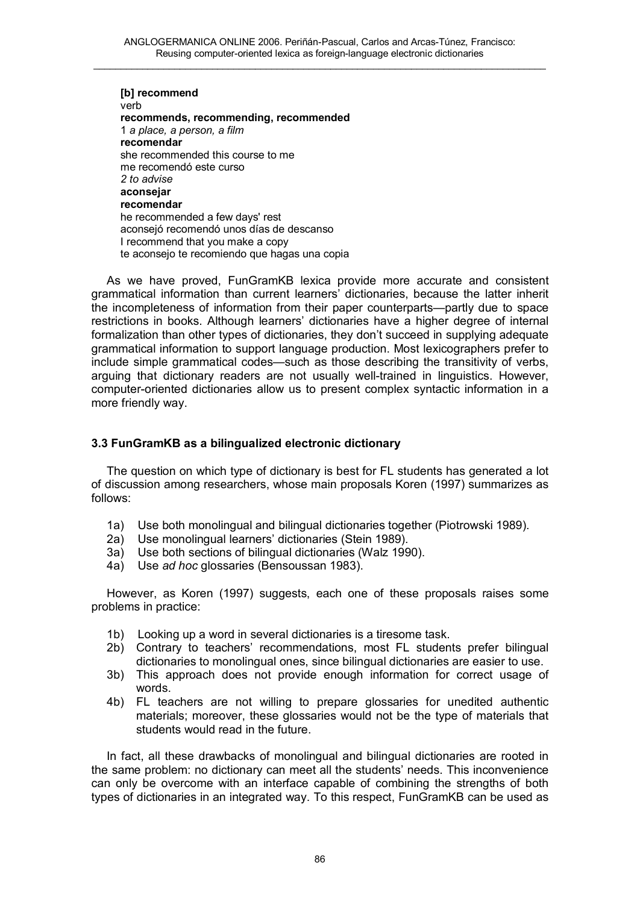**[b] recommend**
verb
**recommends, recommending, recommended**
1 *a place, a person, a film*
**recomendar**
she recommended this course to me
me recomendó este curso
*2 to advise*
**aconsejar**
**recomendar**
he recommended a few days' rest
aconsejó recomendó unos días de descanso
I recommend that you make a copy
te aconsejo te recomiendo que hagas una copia

As we have proved, FunGramKB lexica provide more accurate and consistent grammatical information than current learners' dictionaries, because the latter inherit the incompleteness of information from their paper counterparts—partly due to space restrictions in books. Although learners' dictionaries have a higher degree of internal formalization than other types of dictionaries, they don't succeed in supplying adequate grammatical information to support language production. Most lexicographers prefer to include simple grammatical codes—such as those describing the transitivity of verbs, arguing that dictionary readers are not usually well-trained in linguistics. However, computer-oriented dictionaries allow us to present complex syntactic information in a more friendly way.

### 3.3 FunGramKB as a bilingualized electronic dictionary

The question on which type of dictionary is best for FL students has generated a lot of discussion among researchers, whose main proposals Koren (1997) summarizes as follows:

1a) Use both monolingual and bilingual dictionaries together (Piotrowski 1989).
2a) Use monolingual learners' dictionaries (Stein 1989).
3a) Use both sections of bilingual dictionaries (Walz 1990).
4a) Use *ad hoc* glossaries (Bensoussan 1983).

However, as Koren (1997) suggests, each one of these proposals raises some problems in practice:

1b) Looking up a word in several dictionaries is a tiresome task.
2b) Contrary to teachers' recommendations, most FL students prefer bilingual dictionaries to monolingual ones, since bilingual dictionaries are easier to use.
3b) This approach does not provide enough information for correct usage of words.
4b) FL teachers are not willing to prepare glossaries for unedited authentic materials; moreover, these glossaries would not be the type of materials that students would read in the future.

In fact, all these drawbacks of monolingual and bilingual dictionaries are rooted in the same problem: no dictionary can meet all the students' needs. This inconvenience can only be overcome with an interface capable of combining the strengths of both types of dictionaries in an integrated way. To this respect, FunGramKB can be used as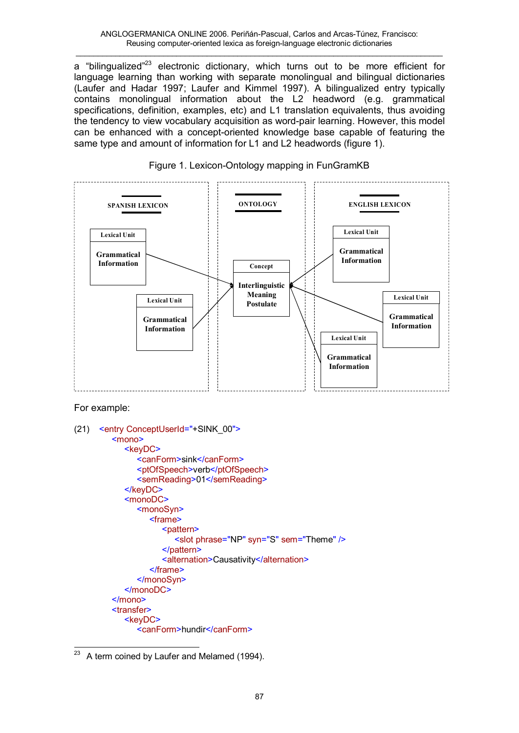a "bilingualized"[23] electronic dictionary, which turns out to be more efficient for language learning than working with separate monolingual and bilingual dictionaries (Laufer and Hadar 1997; Laufer and Kimmel 1997). A bilingualized entry typically contains monolingual information about the L2 headword (e.g. grammatical specifications, definition, examples, etc) and L1 translation equivalents, thus avoiding the tendency to view vocabulary acquisition as word-pair learning. However, this model can be enhanced with a concept-oriented knowledge base capable of featuring the same type and amount of information for L1 and L2 headwords (figure 1).

Figure 1. Lexicon-Ontology mapping in FunGramKB

SPANISH LEXICON

Lexical Unit
Grammatical Information

Lexical Unit
Grammatical Information

ONTOLOGY

Concept
Interlinguistic Meaning Postulate

ENGLISH LEXICON

Lexical Unit
Grammatical Information

Lexical Unit
Grammatical Information

Lexical Unit
Grammatical Information

For example:

(21)
```
<entry ConceptUserId="+SINK_00">
    <mono>
        <keyDC>
            <canForm>sink</canForm>
            <ptOfSpeech>verb</ptOfSpeech>
            <semReading>01</semReading>
        </keyDC>
        <monoDC>
            <monoSyn>
                <frame>
                    <pattern>
                        <slot phrase="NP" syn="S" sem="Theme" />
                    </pattern>
                    <alternation>Causativity</alternation>
                </frame>
            </monoSyn>
        </monoDC>
    </mono>
    <transfer>
        <keyDC>
            <canForm>hundir</canForm>
```

[23] A term coined by Laufer and Melamed (1994).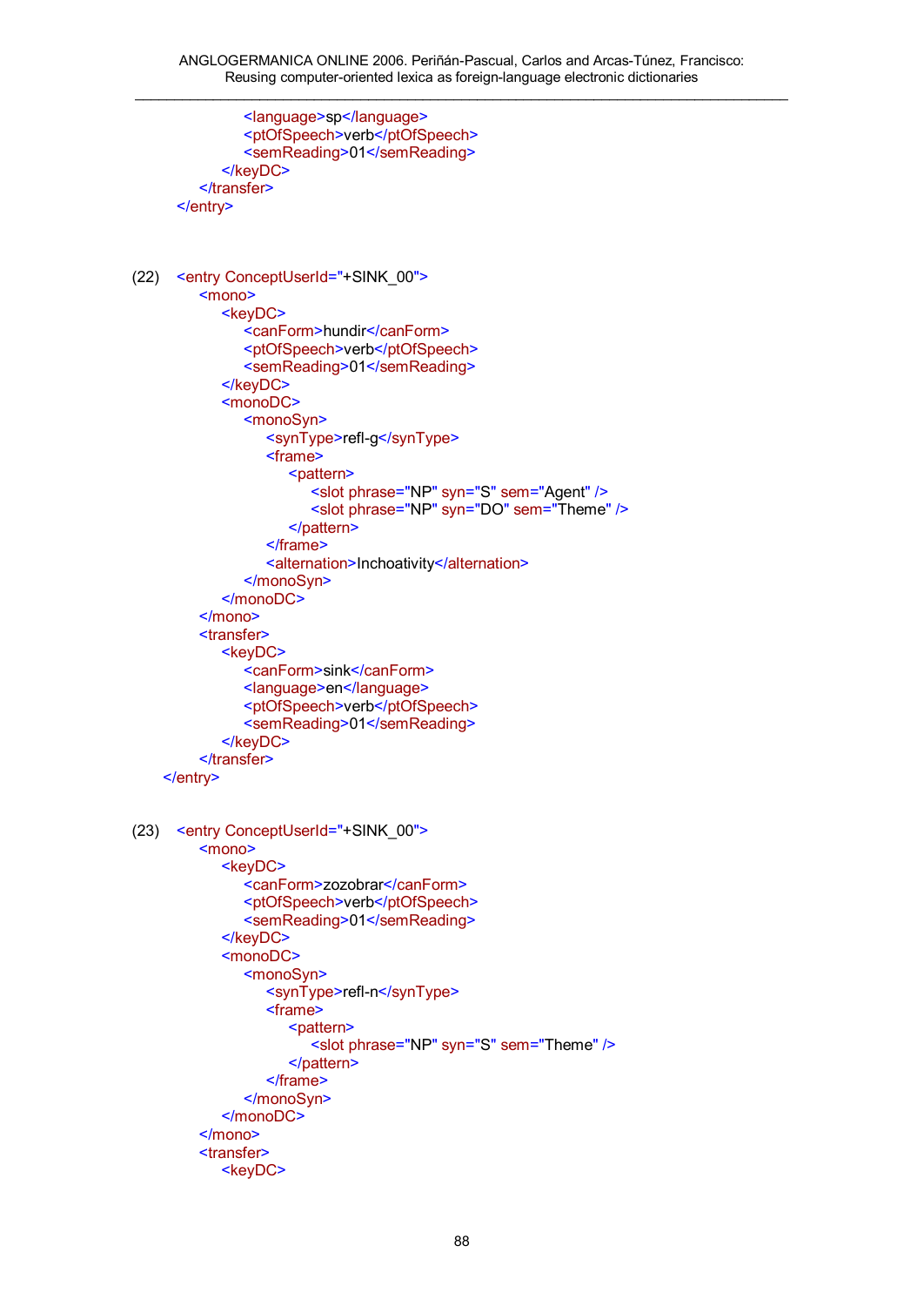```
            <language>sp</language>
            <ptOfSpeech>verb</ptOfSpeech>
            <semReading>01</semReading>
        </keyDC>
    </transfer>
</entry>
```

(22)

```
<entry ConceptUserId="+SINK_00">
    <mono>
        <keyDC>
            <canForm>hundir</canForm>
            <ptOfSpeech>verb</ptOfSpeech>
            <semReading>01</semReading>
        </keyDC>
        <monoDC>
            <monoSyn>
                <synType>refl-g</synType>
                <frame>
                    <pattern>
                        <slot phrase="NP" syn="S" sem="Agent" />
                        <slot phrase="NP" syn="DO" sem="Theme" />
                    </pattern>
                </frame>
                <alternation>Inchoativity</alternation>
            </monoSyn>
        </monoDC>
    </mono>
    <transfer>
        <keyDC>
            <canForm>sink</canForm>
            <language>en</language>
            <ptOfSpeech>verb</ptOfSpeech>
            <semReading>01</semReading>
        </keyDC>
    </transfer>
</entry>
```

(23)

```
<entry ConceptUserId="+SINK_00">
    <mono>
        <keyDC>
            <canForm>zozobrar</canForm>
            <ptOfSpeech>verb</ptOfSpeech>
            <semReading>01</semReading>
        </keyDC>
        <monoDC>
            <monoSyn>
                <synType>refl-n</synType>
                <frame>
                    <pattern>
                        <slot phrase="NP" syn="S" sem="Theme" />
                    </pattern>
                </frame>
            </monoSyn>
        </monoDC>
    </mono>
    <transfer>
        <keyDC>
```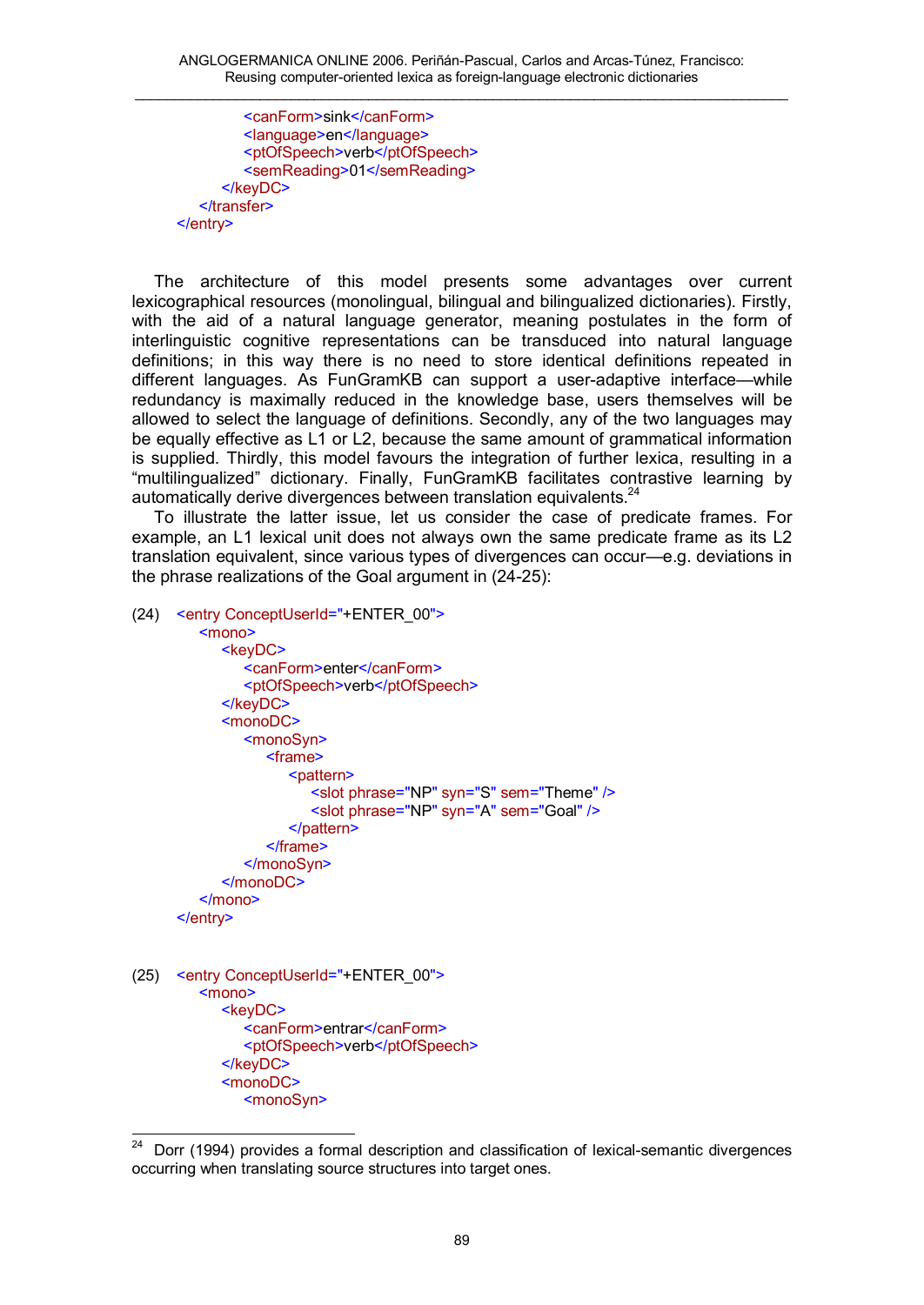```
                <canForm>sink</canForm>
                <language>en</language>
                <ptOfSpeech>verb</ptOfSpeech>
                <semReading>01</semReading>
            </keyDC>
        </transfer>
    </entry>
```

The architecture of this model presents some advantages over current lexicographical resources (monolingual, bilingual and bilingualized dictionaries). Firstly, with the aid of a natural language generator, meaning postulates in the form of interlinguistic cognitive representations can be transduced into natural language definitions; in this way there is no need to store identical definitions repeated in different languages. As FunGramKB can support a user-adaptive interface—while redundancy is maximally reduced in the knowledge base, users themselves will be allowed to select the language of definitions. Secondly, any of the two languages may be equally effective as L1 or L2, because the same amount of grammatical information is supplied. Thirdly, this model favours the integration of further lexica, resulting in a "multilingualized" dictionary. Finally, FunGramKB facilitates contrastive learning by automatically derive divergences between translation equivalents.[24]

To illustrate the latter issue, let us consider the case of predicate frames. For example, an L1 lexical unit does not always own the same predicate frame as its L2 translation equivalent, since various types of divergences can occur—e.g. deviations in the phrase realizations of the Goal argument in (24-25):

```
(24)  <entry ConceptUserId="+ENTER_00">
          <mono>
              <keyDC>
                  <canForm>enter</canForm>
                  <ptOfSpeech>verb</ptOfSpeech>
              </keyDC>
              <monoDC>
                  <monoSyn>
                      <frame>
                          <pattern>
                              <slot phrase="NP" syn="S" sem="Theme" />
                              <slot phrase="NP" syn="A" sem="Goal" />
                          </pattern>
                      </frame>
                  </monoSyn>
              </monoDC>
          </mono>
      </entry>
```

```
(25)  <entry ConceptUserId="+ENTER_00">
          <mono>
              <keyDC>
                  <canForm>entrar</canForm>
                  <ptOfSpeech>verb</ptOfSpeech>
              </keyDC>
              <monoDC>
                  <monoSyn>
```

[24] Dorr (1994) provides a formal description and classification of lexical-semantic divergences occurring when translating source structures into target ones.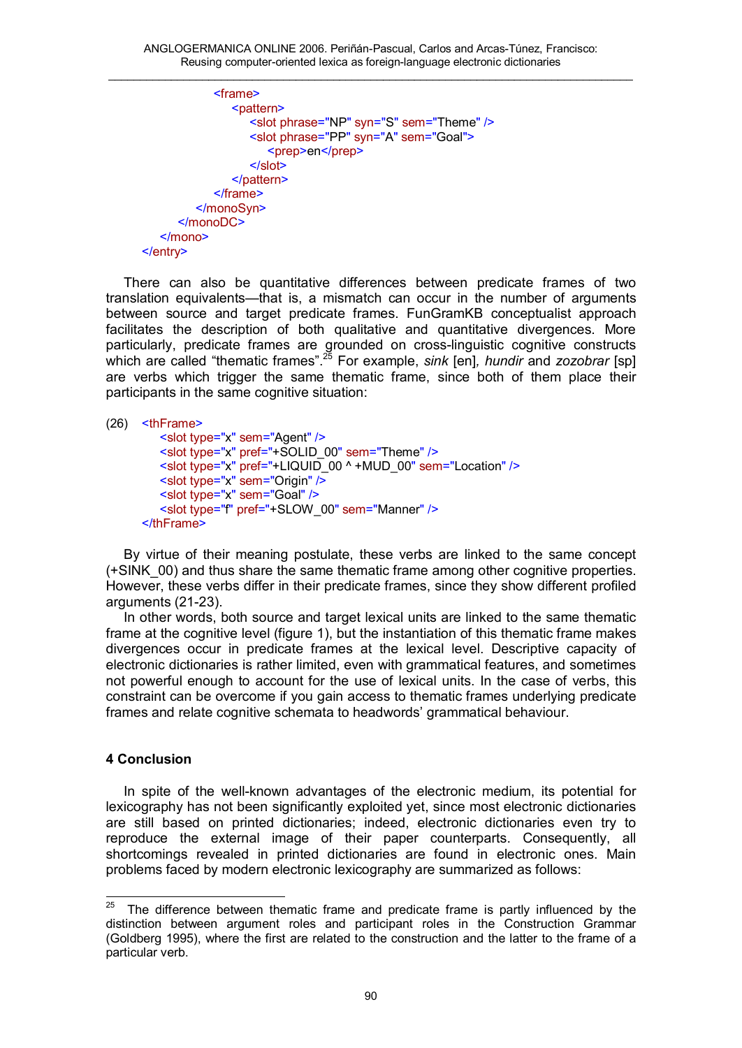```xml
            <frame>
                <pattern>
                    <slot phrase="NP" syn="S" sem="Theme" />
                    <slot phrase="PP" syn="A" sem="Goal">
                        <prep>en</prep>
                    </slot>
                </pattern>
            </frame>
        </monoSyn>
    </monoDC>
  </mono>
</entry>
```

There can also be quantitative differences between predicate frames of two translation equivalents—that is, a mismatch can occur in the number of arguments between source and target predicate frames. FunGramKB conceptualist approach facilitates the description of both qualitative and quantitative divergences. More particularly, predicate frames are grounded on cross-linguistic cognitive constructs which are called "thematic frames".[25] For example, *sink* [en], *hundir* and *zozobrar* [sp] are verbs which trigger the same thematic frame, since both of them place their participants in the same cognitive situation:

(26)
```xml
<thFrame>
    <slot type="x" sem="Agent" />
    <slot type="x" pref="+SOLID_00" sem="Theme" />
    <slot type="x" pref="+LIQUID_00 ^ +MUD_00" sem="Location" />
    <slot type="x" sem="Origin" />
    <slot type="x" sem="Goal" />
    <slot type="f" pref="+SLOW_00" sem="Manner" />
</thFrame>
```

By virtue of their meaning postulate, these verbs are linked to the same concept (+SINK_00) and thus share the same thematic frame among other cognitive properties. However, these verbs differ in their predicate frames, since they show different profiled arguments (21-23).

In other words, both source and target lexical units are linked to the same thematic frame at the cognitive level (figure 1), but the instantiation of this thematic frame makes divergences occur in predicate frames at the lexical level. Descriptive capacity of electronic dictionaries is rather limited, even with grammatical features, and sometimes not powerful enough to account for the use of lexical units. In the case of verbs, this constraint can be overcome if you gain access to thematic frames underlying predicate frames and relate cognitive schemata to headwords' grammatical behaviour.

### 4 Conclusion

In spite of the well-known advantages of the electronic medium, its potential for lexicography has not been significantly exploited yet, since most electronic dictionaries are still based on printed dictionaries; indeed, electronic dictionaries even try to reproduce the external image of their paper counterparts. Consequently, all shortcomings revealed in printed dictionaries are found in electronic ones. Main problems faced by modern electronic lexicography are summarized as follows:

---

[25] The difference between thematic frame and predicate frame is partly influenced by the distinction between argument roles and participant roles in the Construction Grammar (Goldberg 1995), where the first are related to the construction and the latter to the frame of a particular verb.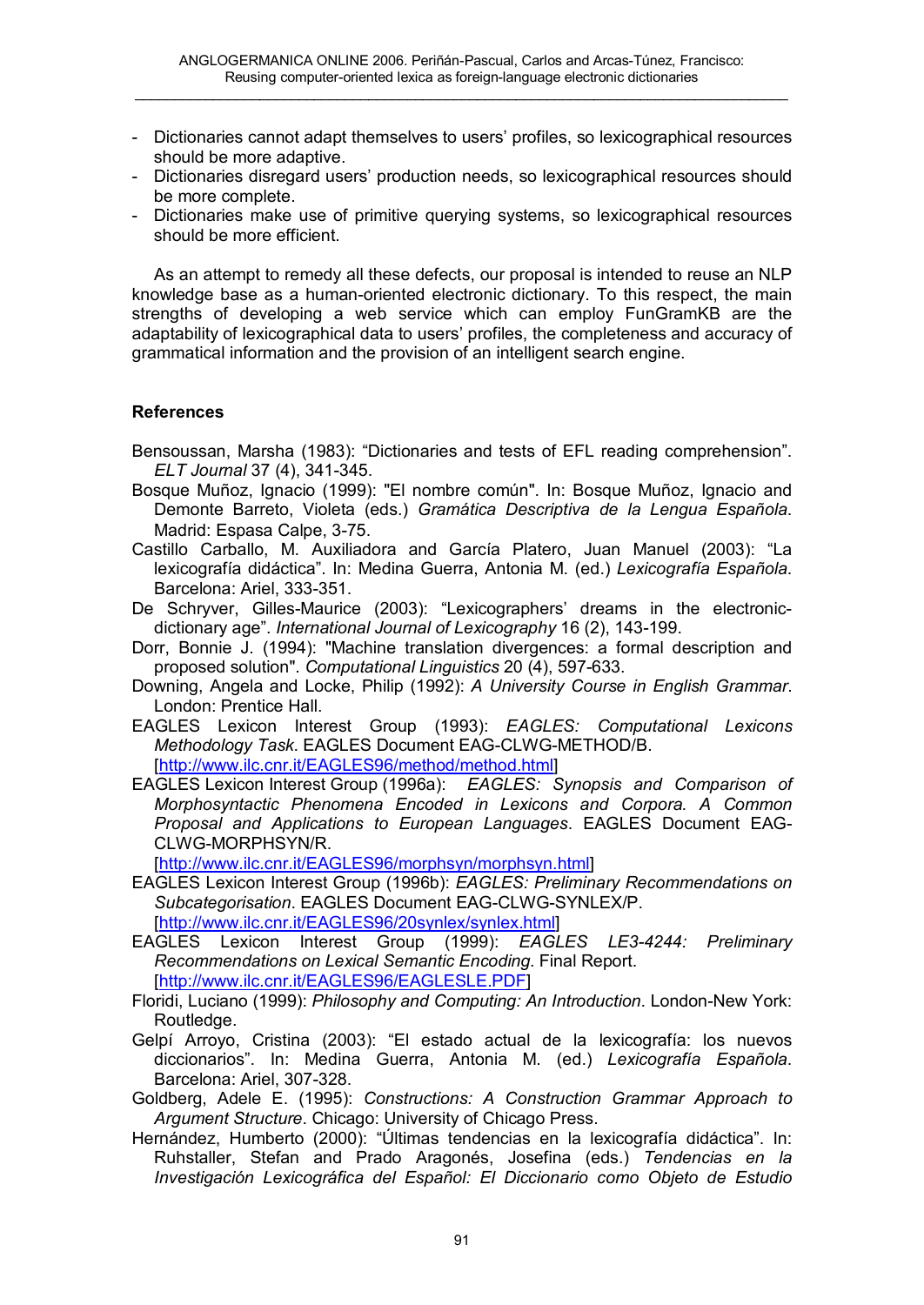- Dictionaries cannot adapt themselves to users' profiles, so lexicographical resources should be more adaptive.
- Dictionaries disregard users' production needs, so lexicographical resources should be more complete.
- Dictionaries make use of primitive querying systems, so lexicographical resources should be more efficient.

As an attempt to remedy all these defects, our proposal is intended to reuse an NLP knowledge base as a human-oriented electronic dictionary. To this respect, the main strengths of developing a web service which can employ FunGramKB are the adaptability of lexicographical data to users' profiles, the completeness and accuracy of grammatical information and the provision of an intelligent search engine.

**References**

Bensoussan, Marsha (1983): "Dictionaries and tests of EFL reading comprehension". *ELT Journal* 37 (4), 341-345.

Bosque Muñoz, Ignacio (1999): "El nombre común". In: Bosque Muñoz, Ignacio and Demonte Barreto, Violeta (eds.) *Gramática Descriptiva de la Lengua Española*. Madrid: Espasa Calpe, 3-75.

Castillo Carballo, M. Auxiliadora and García Platero, Juan Manuel (2003): "La lexicografía didáctica". In: Medina Guerra, Antonia M. (ed.) *Lexicografía Española*. Barcelona: Ariel, 333-351.

De Schryver, Gilles-Maurice (2003): "Lexicographers' dreams in the electronic-dictionary age". *International Journal of Lexicography* 16 (2), 143-199.

Dorr, Bonnie J. (1994): "Machine translation divergences: a formal description and proposed solution". *Computational Linguistics* 20 (4), 597-633.

Downing, Angela and Locke, Philip (1992): *A University Course in English Grammar*. London: Prentice Hall.

EAGLES Lexicon Interest Group (1993): *EAGLES: Computational Lexicons Methodology Task*. EAGLES Document EAG-CLWG-METHOD/B. [http://www.ilc.cnr.it/EAGLES96/method/method.html]

EAGLES Lexicon Interest Group (1996a): *EAGLES: Synopsis and Comparison of Morphosyntactic Phenomena Encoded in Lexicons and Corpora. A Common Proposal and Applications to European Languages*. EAGLES Document EAG-CLWG-MORPHSYN/R. [http://www.ilc.cnr.it/EAGLES96/morphsyn/morphsyn.html]

EAGLES Lexicon Interest Group (1996b): *EAGLES: Preliminary Recommendations on Subcategorisation*. EAGLES Document EAG-CLWG-SYNLEX/P. [http://www.ilc.cnr.it/EAGLES96/20synlex/synlex.html]

EAGLES Lexicon Interest Group (1999): *EAGLES LE3-4244: Preliminary Recommendations on Lexical Semantic Encoding*. Final Report. [http://www.ilc.cnr.it/EAGLES96/EAGLESLE.PDF]

Floridi, Luciano (1999): *Philosophy and Computing: An Introduction*. London-New York: Routledge.

Gelpí Arroyo, Cristina (2003): "El estado actual de la lexicografía: los nuevos diccionarios". In: Medina Guerra, Antonia M. (ed.) *Lexicografía Española*. Barcelona: Ariel, 307-328.

Goldberg, Adele E. (1995): *Constructions: A Construction Grammar Approach to Argument Structure*. Chicago: University of Chicago Press.

Hernández, Humberto (2000): "Últimas tendencias en la lexicografía didáctica". In: Ruhstaller, Stefan and Prado Aragonés, Josefina (eds.) *Tendencias en la Investigación Lexicográfica del Español: El Diccionario como Objeto de Estudio*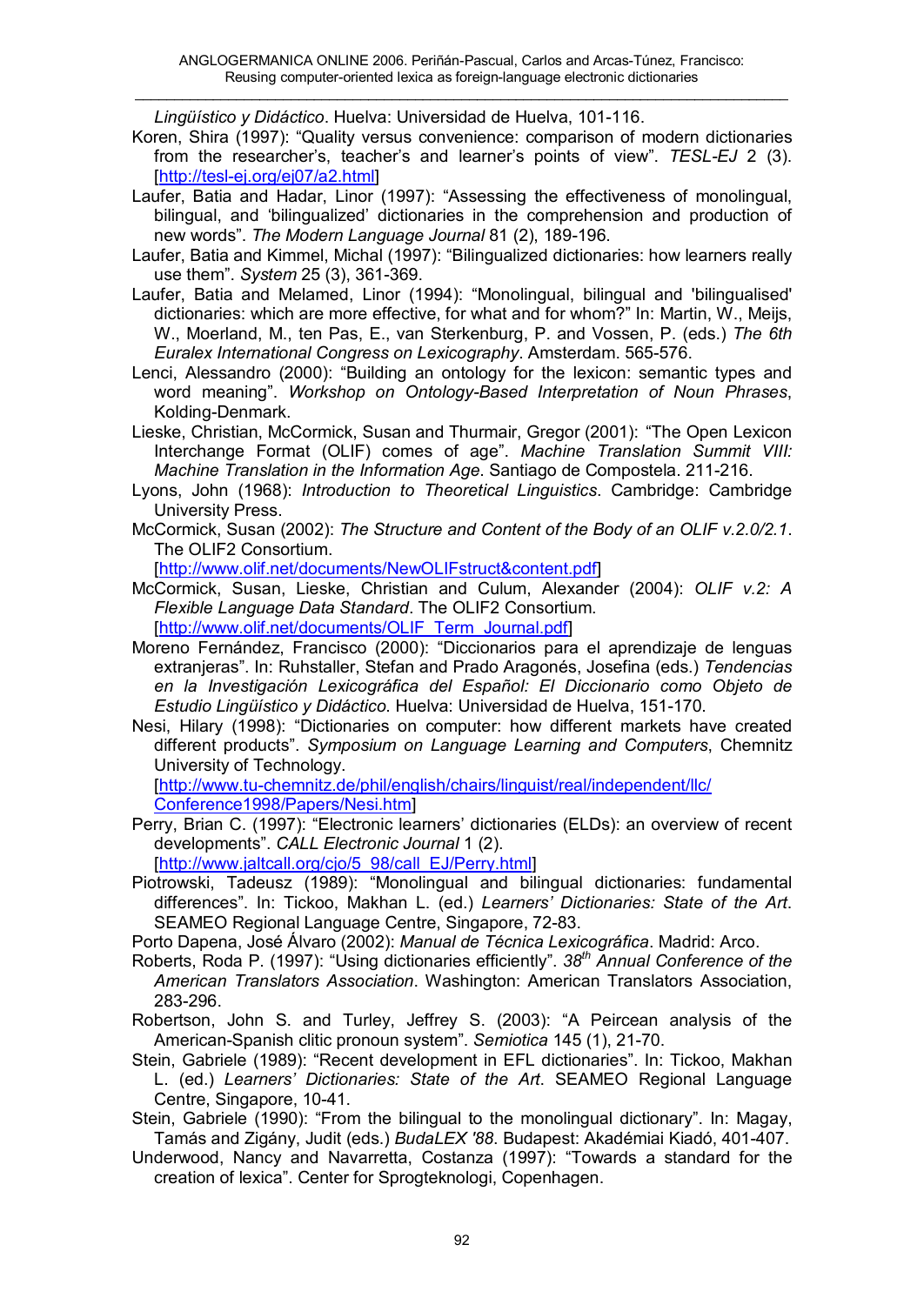*Lingüístico y Didáctico*. Huelva: Universidad de Huelva, 101-116.

Koren, Shira (1997): "Quality versus convenience: comparison of modern dictionaries from the researcher's, teacher's and learner's points of view". *TESL-EJ* 2 (3). [http://tesl-ej.org/ej07/a2.html]

Laufer, Batia and Hadar, Linor (1997): "Assessing the effectiveness of monolingual, bilingual, and 'bilingualized' dictionaries in the comprehension and production of new words". *The Modern Language Journal* 81 (2), 189-196.

Laufer, Batia and Kimmel, Michal (1997): "Bilingualized dictionaries: how learners really use them". *System* 25 (3), 361-369.

Laufer, Batia and Melamed, Linor (1994): "Monolingual, bilingual and 'bilingualised' dictionaries: which are more effective, for what and for whom?" In: Martin, W., Meijs, W., Moerland, M., ten Pas, E., van Sterkenburg, P. and Vossen, P. (eds.) *The 6th Euralex International Congress on Lexicography*. Amsterdam. 565-576.

Lenci, Alessandro (2000): "Building an ontology for the lexicon: semantic types and word meaning". *Workshop on Ontology-Based Interpretation of Noun Phrases*, Kolding-Denmark.

Lieske, Christian, McCormick, Susan and Thurmair, Gregor (2001): "The Open Lexicon Interchange Format (OLIF) comes of age". *Machine Translation Summit VIII: Machine Translation in the Information Age*. Santiago de Compostela. 211-216.

Lyons, John (1968): *Introduction to Theoretical Linguistics*. Cambridge: Cambridge University Press.

McCormick, Susan (2002): *The Structure and Content of the Body of an OLIF v.2.0/2.1*. The OLIF2 Consortium. [http://www.olif.net/documents/NewOLIFstruct&content.pdf]

McCormick, Susan, Lieske, Christian and Culum, Alexander (2004): *OLIF v.2: A Flexible Language Data Standard*. The OLIF2 Consortium. [http://www.olif.net/documents/OLIF_Term_Journal.pdf]

Moreno Fernández, Francisco (2000): "Diccionarios para el aprendizaje de lenguas extranjeras". In: Ruhstaller, Stefan and Prado Aragonés, Josefina (eds.) *Tendencias en la Investigación Lexicográfica del Español: El Diccionario como Objeto de Estudio Lingüístico y Didáctico*. Huelva: Universidad de Huelva, 151-170.

Nesi, Hilary (1998): "Dictionaries on computer: how different markets have created different products". *Symposium on Language Learning and Computers*, Chemnitz University of Technology. [http://www.tu-chemnitz.de/phil/english/chairs/linguist/real/independent/llc/Conference1998/Papers/Nesi.htm]

Perry, Brian C. (1997): "Electronic learners' dictionaries (ELDs): an overview of recent developments". *CALL Electronic Journal* 1 (2). [http://www.jaltcall.org/cjo/5_98/call_EJ/Perry.html]

Piotrowski, Tadeusz (1989): "Monolingual and bilingual dictionaries: fundamental differences". In: Tickoo, Makhan L. (ed.) *Learners' Dictionaries: State of the Art*. SEAMEO Regional Language Centre, Singapore, 72-83.

Porto Dapena, José Álvaro (2002): *Manual de Técnica Lexicográfica*. Madrid: Arco.

Roberts, Roda P. (1997): "Using dictionaries efficiently". *38th Annual Conference of the American Translators Association*. Washington: American Translators Association, 283-296.

Robertson, John S. and Turley, Jeffrey S. (2003): "A Peircean analysis of the American-Spanish clitic pronoun system". *Semiotica* 145 (1), 21-70.

Stein, Gabriele (1989): "Recent development in EFL dictionaries". In: Tickoo, Makhan L. (ed.) *Learners' Dictionaries: State of the Art*. SEAMEO Regional Language Centre, Singapore, 10-41.

Stein, Gabriele (1990): "From the bilingual to the monolingual dictionary". In: Magay, Tamás and Zigány, Judit (eds.) *BudaLEX '88*. Budapest: Akadémiai Kiadó, 401-407.

Underwood, Nancy and Navarretta, Costanza (1997): "Towards a standard for the creation of lexica". Center for Sprogteknologi, Copenhagen.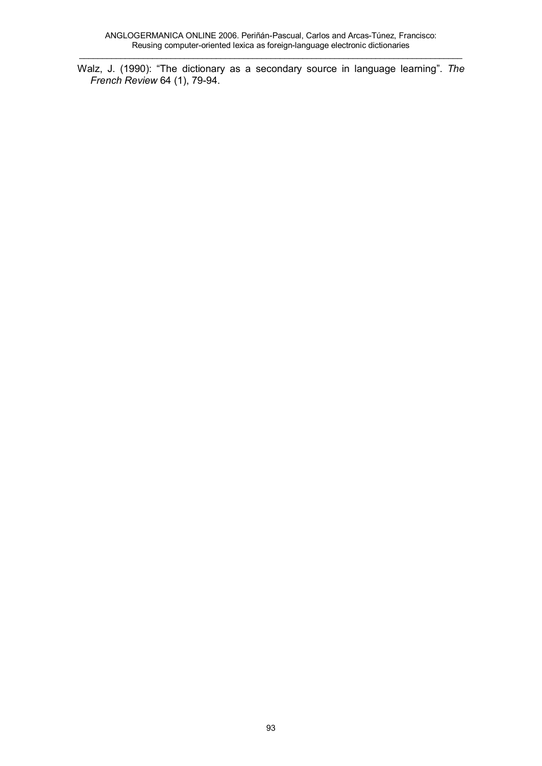Walz, J. (1990): “The dictionary as a secondary source in language learning”. *The French Review* 64 (1), 79-94.